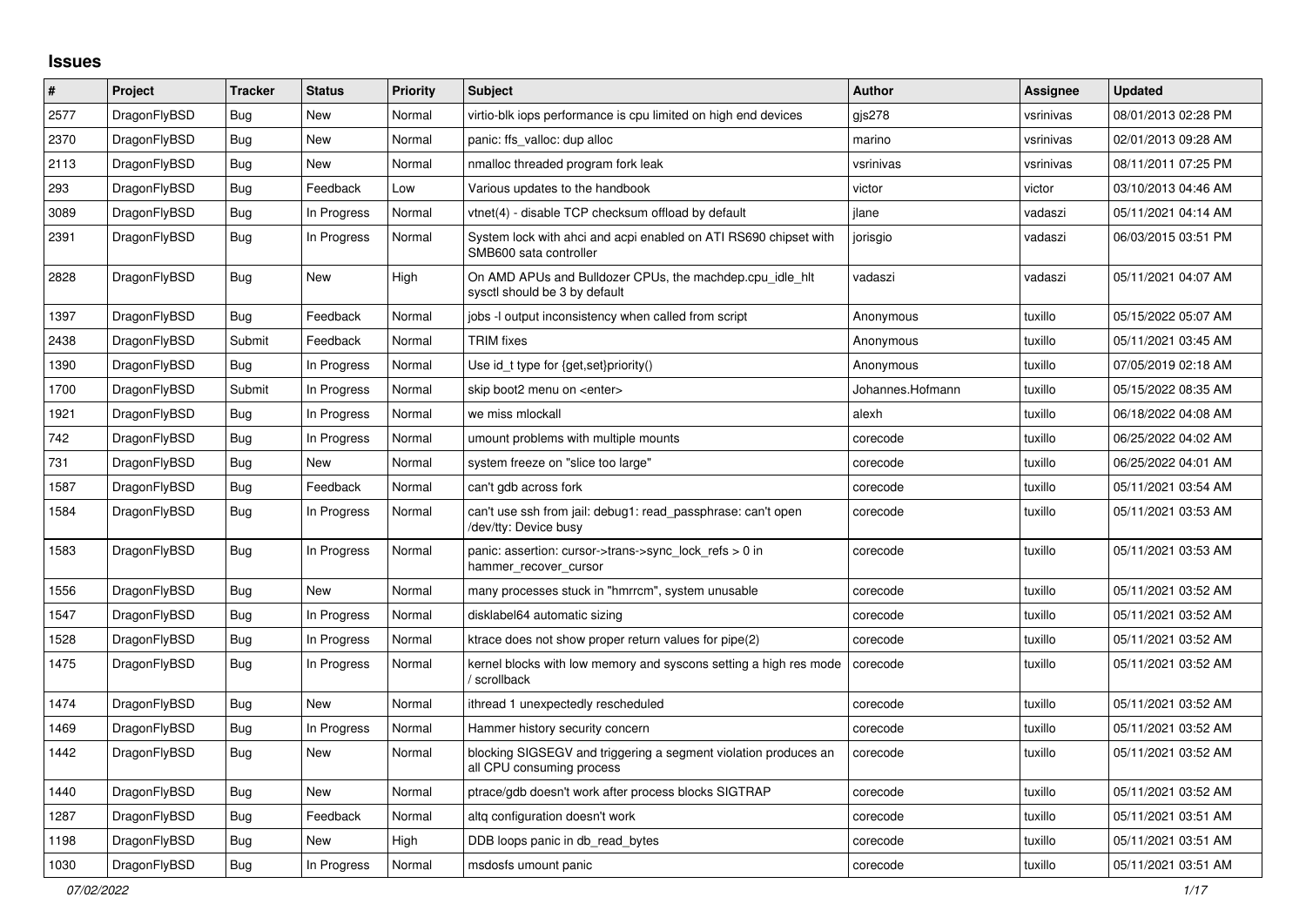# Issues

| # | Project | Tracker | Status | Priority | Subject | Author | Assignee | Updated |
|---|---|---|---|---|---|---|---|---|
| 2577 | DragonFlyBSD | Bug | New | Normal | virtio-blk iops performance is cpu limited on high end devices | gjs278 | vsrinivas | 08/01/2013 02:28 PM |
| 2370 | DragonFlyBSD | Bug | New | Normal | panic: ffs_valloc: dup alloc | marino | vsrinivas | 02/01/2013 09:28 AM |
| 2113 | DragonFlyBSD | Bug | New | Normal | nmalloc threaded program fork leak | vsrinivas | vsrinivas | 08/11/2011 07:25 PM |
| 293 | DragonFlyBSD | Bug | Feedback | Low | Various updates to the handbook | victor | victor | 03/10/2013 04:46 AM |
| 3089 | DragonFlyBSD | Bug | In Progress | Normal | vtnet(4) - disable TCP checksum offload by default | jlane | vadaszi | 05/11/2021 04:14 AM |
| 2391 | DragonFlyBSD | Bug | In Progress | Normal | System lock with ahci and acpi enabled on ATI RS690 chipset with SMB600 sata controller | jorisgio | vadaszi | 06/03/2015 03:51 PM |
| 2828 | DragonFlyBSD | Bug | New | High | On AMD APUs and Bulldozer CPUs, the machdep.cpu_idle_hlt sysctl should be 3 by default | vadaszi | vadaszi | 05/11/2021 04:07 AM |
| 1397 | DragonFlyBSD | Bug | Feedback | Normal | jobs -l output inconsistency when called from script | Anonymous | tuxillo | 05/15/2022 05:07 AM |
| 2438 | DragonFlyBSD | Submit | Feedback | Normal | TRIM fixes | Anonymous | tuxillo | 05/11/2021 03:45 AM |
| 1390 | DragonFlyBSD | Bug | In Progress | Normal | Use id_t type for {get,set}priority() | Anonymous | tuxillo | 07/05/2019 02:18 AM |
| 1700 | DragonFlyBSD | Submit | In Progress | Normal | skip boot2 menu on <enter> | Johannes.Hofmann | tuxillo | 05/15/2022 08:35 AM |
| 1921 | DragonFlyBSD | Bug | In Progress | Normal | we miss mlockall | alexh | tuxillo | 06/18/2022 04:08 AM |
| 742 | DragonFlyBSD | Bug | In Progress | Normal | umount problems with multiple mounts | corecode | tuxillo | 06/25/2022 04:02 AM |
| 731 | DragonFlyBSD | Bug | New | Normal | system freeze on "slice too large" | corecode | tuxillo | 06/25/2022 04:01 AM |
| 1587 | DragonFlyBSD | Bug | Feedback | Normal | can't gdb across fork | corecode | tuxillo | 05/11/2021 03:54 AM |
| 1584 | DragonFlyBSD | Bug | In Progress | Normal | can't use ssh from jail: debug1: read_passphrase: can't open /dev/tty: Device busy | corecode | tuxillo | 05/11/2021 03:53 AM |
| 1583 | DragonFlyBSD | Bug | In Progress | Normal | panic: assertion: cursor->trans->sync_lock_refs > 0 in hammer_recover_cursor | corecode | tuxillo | 05/11/2021 03:53 AM |
| 1556 | DragonFlyBSD | Bug | New | Normal | many processes stuck in "hmrrcm", system unusable | corecode | tuxillo | 05/11/2021 03:52 AM |
| 1547 | DragonFlyBSD | Bug | In Progress | Normal | disklabel64 automatic sizing | corecode | tuxillo | 05/11/2021 03:52 AM |
| 1528 | DragonFlyBSD | Bug | In Progress | Normal | ktrace does not show proper return values for pipe(2) | corecode | tuxillo | 05/11/2021 03:52 AM |
| 1475 | DragonFlyBSD | Bug | In Progress | Normal | kernel blocks with low memory and syscons setting a high res mode / scrollback | corecode | tuxillo | 05/11/2021 03:52 AM |
| 1474 | DragonFlyBSD | Bug | New | Normal | ithread 1 unexpectedly rescheduled | corecode | tuxillo | 05/11/2021 03:52 AM |
| 1469 | DragonFlyBSD | Bug | In Progress | Normal | Hammer history security concern | corecode | tuxillo | 05/11/2021 03:52 AM |
| 1442 | DragonFlyBSD | Bug | New | Normal | blocking SIGSEGV and triggering a segment violation produces an all CPU consuming process | corecode | tuxillo | 05/11/2021 03:52 AM |
| 1440 | DragonFlyBSD | Bug | New | Normal | ptrace/gdb doesn't work after process blocks SIGTRAP | corecode | tuxillo | 05/11/2021 03:52 AM |
| 1287 | DragonFlyBSD | Bug | Feedback | Normal | altq configuration doesn't work | corecode | tuxillo | 05/11/2021 03:51 AM |
| 1198 | DragonFlyBSD | Bug | New | High | DDB loops panic in db_read_bytes | corecode | tuxillo | 05/11/2021 03:51 AM |
| 1030 | DragonFlyBSD | Bug | In Progress | Normal | msdosfs umount panic | corecode | tuxillo | 05/11/2021 03:51 AM |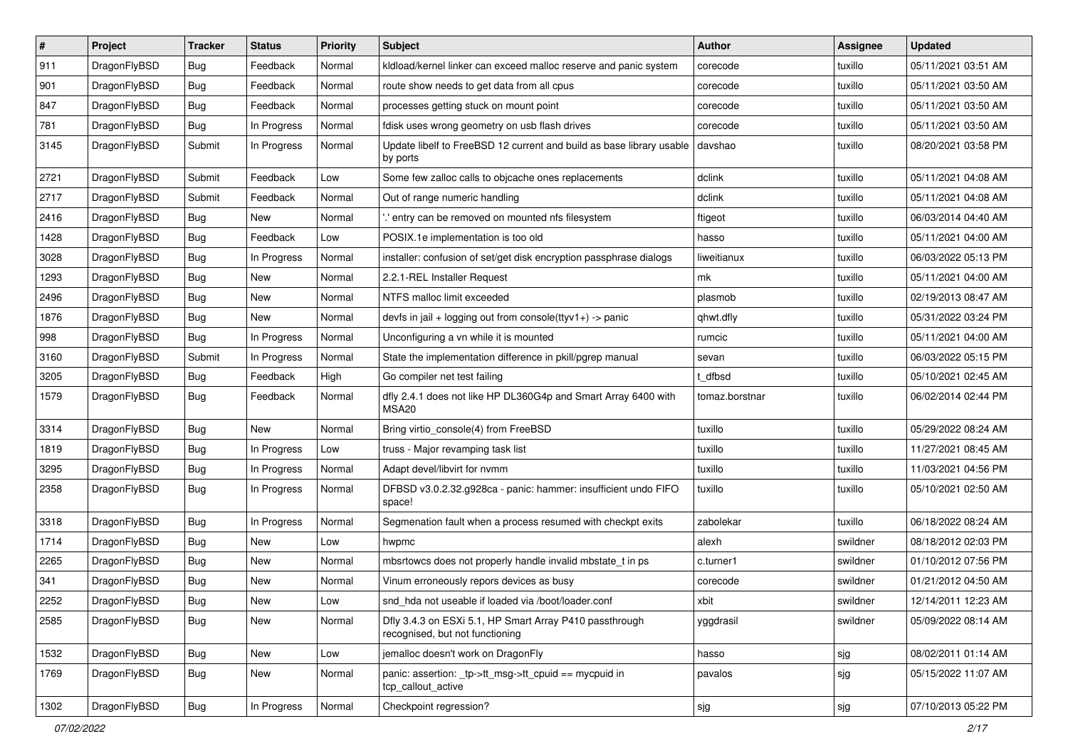| # | Project | Tracker | Status | Priority | Subject | Author | Assignee | Updated |
|---|---|---|---|---|---|---|---|---|
| 911 | DragonFlyBSD | Bug | Feedback | Normal | kldload/kernel linker can exceed malloc reserve and panic system | corecode | tuxillo | 05/11/2021 03:51 AM |
| 901 | DragonFlyBSD | Bug | Feedback | Normal | route show needs to get data from all cpus | corecode | tuxillo | 05/11/2021 03:50 AM |
| 847 | DragonFlyBSD | Bug | Feedback | Normal | processes getting stuck on mount point | corecode | tuxillo | 05/11/2021 03:50 AM |
| 781 | DragonFlyBSD | Bug | In Progress | Normal | fdisk uses wrong geometry on usb flash drives | corecode | tuxillo | 05/11/2021 03:50 AM |
| 3145 | DragonFlyBSD | Submit | In Progress | Normal | Update libelf to FreeBSD 12 current and build as base library usable by ports | davshao | tuxillo | 08/20/2021 03:58 PM |
| 2721 | DragonFlyBSD | Submit | Feedback | Low | Some few zalloc calls to objcache ones replacements | dclink | tuxillo | 05/11/2021 04:08 AM |
| 2717 | DragonFlyBSD | Submit | Feedback | Normal | Out of range numeric handling | dclink | tuxillo | 05/11/2021 04:08 AM |
| 2416 | DragonFlyBSD | Bug | New | Normal | '.' entry can be removed on mounted nfs filesystem | ftigeot | tuxillo | 06/03/2014 04:40 AM |
| 1428 | DragonFlyBSD | Bug | Feedback | Low | POSIX.1e implementation is too old | hasso | tuxillo | 05/11/2021 04:00 AM |
| 3028 | DragonFlyBSD | Bug | In Progress | Normal | installer: confusion of set/get disk encryption passphrase dialogs | liweitianux | tuxillo | 06/03/2022 05:13 PM |
| 1293 | DragonFlyBSD | Bug | New | Normal | 2.2.1-REL Installer Request | mk | tuxillo | 05/11/2021 04:00 AM |
| 2496 | DragonFlyBSD | Bug | New | Normal | NTFS malloc limit exceeded | plasmob | tuxillo | 02/19/2013 08:47 AM |
| 1876 | DragonFlyBSD | Bug | New | Normal | devfs in jail + logging out from console(ttyv1+) -> panic | qhwt.dfly | tuxillo | 05/31/2022 03:24 PM |
| 998 | DragonFlyBSD | Bug | In Progress | Normal | Unconfiguring a vn while it is mounted | rumcic | tuxillo | 05/11/2021 04:00 AM |
| 3160 | DragonFlyBSD | Submit | In Progress | Normal | State the implementation difference in pkill/pgrep manual | sevan | tuxillo | 06/03/2022 05:15 PM |
| 3205 | DragonFlyBSD | Bug | Feedback | High | Go compiler net test failing | t_dfbsd | tuxillo | 05/10/2021 02:45 AM |
| 1579 | DragonFlyBSD | Bug | Feedback | Normal | dfly 2.4.1 does not like HP DL360G4p and Smart Array 6400 with MSA20 | tomaz.borstnar | tuxillo | 06/02/2014 02:44 PM |
| 3314 | DragonFlyBSD | Bug | New | Normal | Bring virtio_console(4) from FreeBSD | tuxillo | tuxillo | 05/29/2022 08:24 AM |
| 1819 | DragonFlyBSD | Bug | In Progress | Low | truss - Major revamping task list | tuxillo | tuxillo | 11/27/2021 08:45 AM |
| 3295 | DragonFlyBSD | Bug | In Progress | Normal | Adapt devel/libvirt for nvmm | tuxillo | tuxillo | 11/03/2021 04:56 PM |
| 2358 | DragonFlyBSD | Bug | In Progress | Normal | DFBSD v3.0.2.32.g928ca - panic: hammer: insufficient undo FIFO space! | tuxillo | tuxillo | 05/10/2021 02:50 AM |
| 3318 | DragonFlyBSD | Bug | In Progress | Normal | Segmenation fault when a process resumed with checkpt exits | zabolekar | tuxillo | 06/18/2022 08:24 AM |
| 1714 | DragonFlyBSD | Bug | New | Low | hwpmc | alexh | swildner | 08/18/2012 02:03 PM |
| 2265 | DragonFlyBSD | Bug | New | Normal | mbsrtowcs does not properly handle invalid mbstate_t in ps | c.turner1 | swildner | 01/10/2012 07:56 PM |
| 341 | DragonFlyBSD | Bug | New | Normal | Vinum erroneously repors devices as busy | corecode | swildner | 01/21/2012 04:50 AM |
| 2252 | DragonFlyBSD | Bug | New | Low | snd_hda not useable if loaded via /boot/loader.conf | xbit | swildner | 12/14/2011 12:23 AM |
| 2585 | DragonFlyBSD | Bug | New | Normal | Dfly 3.4.3 on ESXi 5.1, HP Smart Array P410 passthrough recognised, but not functioning | yggdrasil | swildner | 05/09/2022 08:14 AM |
| 1532 | DragonFlyBSD | Bug | New | Low | jemalloc doesn't work on DragonFly | hasso | sjg | 08/02/2011 01:14 AM |
| 1769 | DragonFlyBSD | Bug | New | Normal | panic: assertion: _tp->tt_msg->tt_cpuid == mycpuid in tcp_callout_active | pavalos | sjg | 05/15/2022 11:07 AM |
| 1302 | DragonFlyBSD | Bug | In Progress | Normal | Checkpoint regression? | sjg | sjg | 07/10/2013 05:22 PM |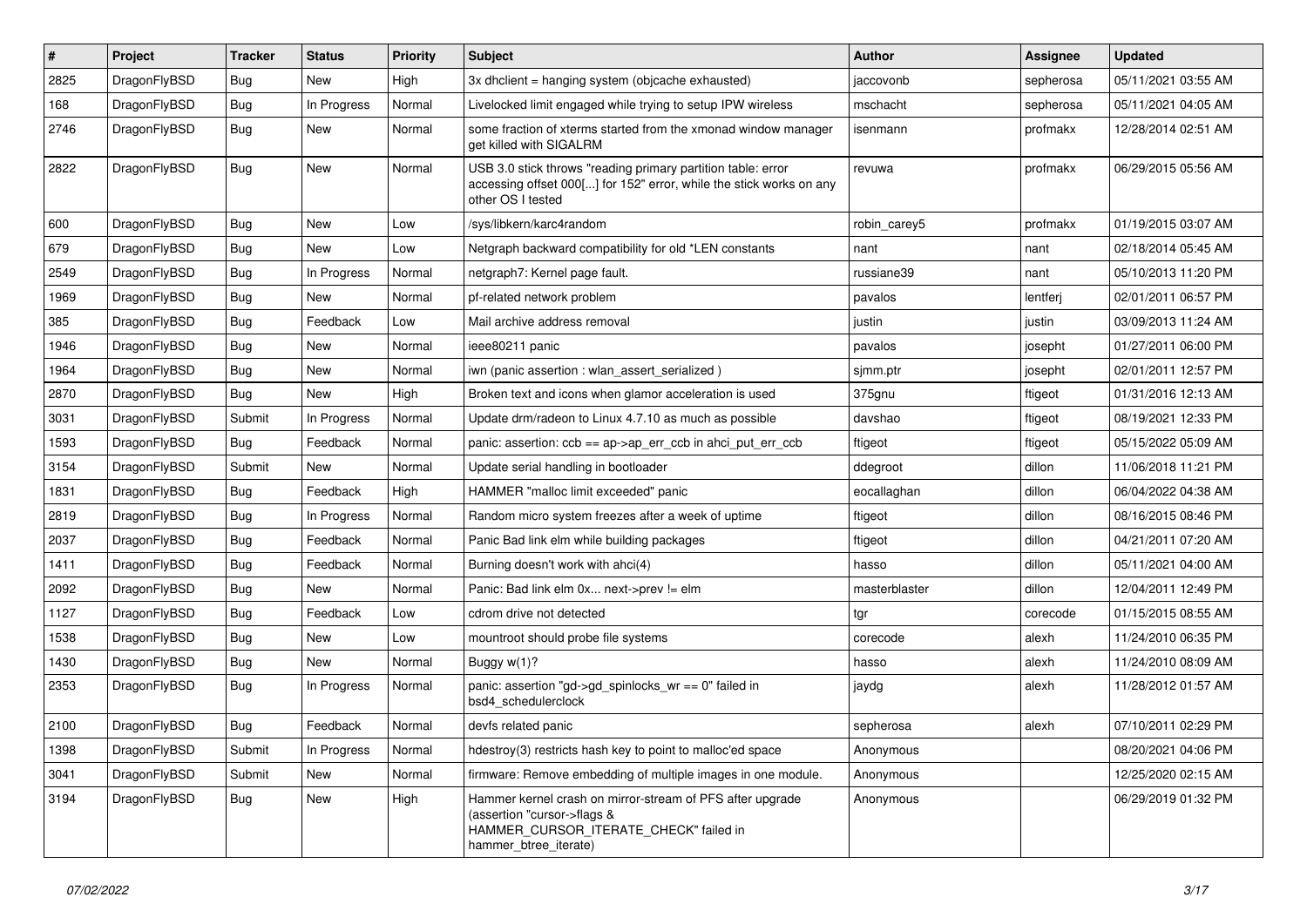| # | Project | Tracker | Status | Priority | Subject | Author | Assignee | Updated |
|---|---|---|---|---|---|---|---|---|
| 2825 | DragonFlyBSD | Bug | New | High | 3x dhclient = hanging system (objcache exhausted) | jaccovonb | sepherosa | 05/11/2021 03:55 AM |
| 168 | DragonFlyBSD | Bug | In Progress | Normal | Livelocked limit engaged while trying to setup IPW wireless | mschacht | sepherosa | 05/11/2021 04:05 AM |
| 2746 | DragonFlyBSD | Bug | New | Normal | some fraction of xterms started from the xmonad window manager get killed with SIGALRM | isenmann | profmakx | 12/28/2014 02:51 AM |
| 2822 | DragonFlyBSD | Bug | New | Normal | USB 3.0 stick throws "reading primary partition table: error accessing offset 000[...] for 152" error, while the stick works on any other OS I tested | revuwa | profmakx | 06/29/2015 05:56 AM |
| 600 | DragonFlyBSD | Bug | New | Low | /sys/libkern/karc4random | robin_carey5 | profmakx | 01/19/2015 03:07 AM |
| 679 | DragonFlyBSD | Bug | New | Low | Netgraph backward compatibility for old *LEN constants | nant | nant | 02/18/2014 05:45 AM |
| 2549 | DragonFlyBSD | Bug | In Progress | Normal | netgraph7: Kernel page fault. | russiane39 | nant | 05/10/2013 11:20 PM |
| 1969 | DragonFlyBSD | Bug | New | Normal | pf-related network problem | pavalos | lentferj | 02/01/2011 06:57 PM |
| 385 | DragonFlyBSD | Bug | Feedback | Low | Mail archive address removal | justin | justin | 03/09/2013 11:24 AM |
| 1946 | DragonFlyBSD | Bug | New | Normal | ieee80211 panic | pavalos | josepht | 01/27/2011 06:00 PM |
| 1964 | DragonFlyBSD | Bug | New | Normal | iwn (panic assertion : wlan_assert_serialized ) | sjmm.ptr | josepht | 02/01/2011 12:57 PM |
| 2870 | DragonFlyBSD | Bug | New | High | Broken text and icons when glamor acceleration is used | 375gnu | ftigeot | 01/31/2016 12:13 AM |
| 3031 | DragonFlyBSD | Submit | In Progress | Normal | Update drm/radeon to Linux 4.7.10 as much as possible | davshao | ftigeot | 08/19/2021 12:33 PM |
| 1593 | DragonFlyBSD | Bug | Feedback | Normal | panic: assertion: ccb == ap->ap_err_ccb in ahci_put_err_ccb | ftigeot | ftigeot | 05/15/2022 05:09 AM |
| 3154 | DragonFlyBSD | Submit | New | Normal | Update serial handling in bootloader | ddegroot | dillon | 11/06/2018 11:21 PM |
| 1831 | DragonFlyBSD | Bug | Feedback | High | HAMMER "malloc limit exceeded" panic | eocallaghan | dillon | 06/04/2022 04:38 AM |
| 2819 | DragonFlyBSD | Bug | In Progress | Normal | Random micro system freezes after a week of uptime | ftigeot | dillon | 08/16/2015 08:46 PM |
| 2037 | DragonFlyBSD | Bug | Feedback | Normal | Panic Bad link elm while building packages | ftigeot | dillon | 04/21/2011 07:20 AM |
| 1411 | DragonFlyBSD | Bug | Feedback | Normal | Burning doesn't work with ahci(4) | hasso | dillon | 05/11/2021 04:00 AM |
| 2092 | DragonFlyBSD | Bug | New | Normal | Panic: Bad link elm 0x... next->prev != elm | masterblaster | dillon | 12/04/2011 12:49 PM |
| 1127 | DragonFlyBSD | Bug | Feedback | Low | cdrom drive not detected | tgr | corecode | 01/15/2015 08:55 AM |
| 1538 | DragonFlyBSD | Bug | New | Low | mountroot should probe file systems | corecode | alexh | 11/24/2010 06:35 PM |
| 1430 | DragonFlyBSD | Bug | New | Normal | Buggy w(1)? | hasso | alexh | 11/24/2010 08:09 AM |
| 2353 | DragonFlyBSD | Bug | In Progress | Normal | panic: assertion "gd->gd_spinlocks_wr == 0" failed in bsd4_schedulerclock | jaydg | alexh | 11/28/2012 01:57 AM |
| 2100 | DragonFlyBSD | Bug | Feedback | Normal | devfs related panic | sepherosa | alexh | 07/10/2011 02:29 PM |
| 1398 | DragonFlyBSD | Submit | In Progress | Normal | hdestroy(3) restricts hash key to point to malloc'ed space | Anonymous | | 08/20/2021 04:06 PM |
| 3041 | DragonFlyBSD | Submit | New | Normal | firmware: Remove embedding of multiple images in one module. | Anonymous | | 12/25/2020 02:15 AM |
| 3194 | DragonFlyBSD | Bug | New | High | Hammer kernel crash on mirror-stream of PFS after upgrade (assertion "cursor->flags & HAMMER_CURSOR_ITERATE_CHECK" failed in hammer_btree_iterate) | Anonymous | | 06/29/2019 01:32 PM |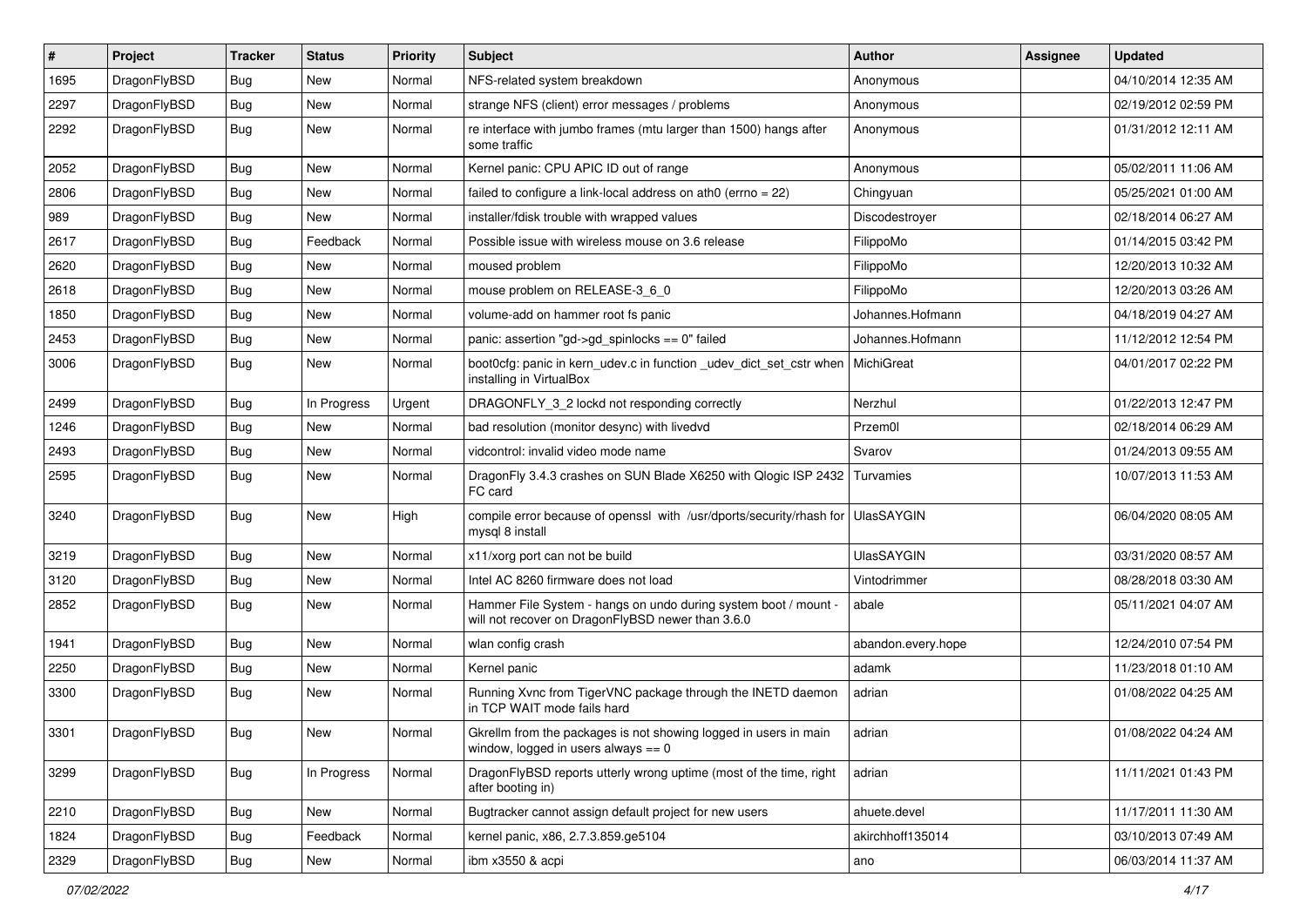| # | Project | Tracker | Status | Priority | Subject | Author | Assignee | Updated |
|---|---|---|---|---|---|---|---|---|
| 1695 | DragonFlyBSD | Bug | New | Normal | NFS-related system breakdown | Anonymous | | 04/10/2014 12:35 AM |
| 2297 | DragonFlyBSD | Bug | New | Normal | strange NFS (client) error messages / problems | Anonymous | | 02/19/2012 02:59 PM |
| 2292 | DragonFlyBSD | Bug | New | Normal | re interface with jumbo frames (mtu larger than 1500) hangs after some traffic | Anonymous | | 01/31/2012 12:11 AM |
| 2052 | DragonFlyBSD | Bug | New | Normal | Kernel panic: CPU APIC ID out of range | Anonymous | | 05/02/2011 11:06 AM |
| 2806 | DragonFlyBSD | Bug | New | Normal | failed to configure a link-local address on ath0 (errno = 22) | Chingyuan | | 05/25/2021 01:00 AM |
| 989 | DragonFlyBSD | Bug | New | Normal | installer/fdisk trouble with wrapped values | Discodestroyer | | 02/18/2014 06:27 AM |
| 2617 | DragonFlyBSD | Bug | Feedback | Normal | Possible issue with wireless mouse on 3.6 release | FilippoMo | | 01/14/2015 03:42 PM |
| 2620 | DragonFlyBSD | Bug | New | Normal | moused problem | FilippoMo | | 12/20/2013 10:32 AM |
| 2618 | DragonFlyBSD | Bug | New | Normal | mouse problem on RELEASE-3_6_0 | FilippoMo | | 12/20/2013 03:26 AM |
| 1850 | DragonFlyBSD | Bug | New | Normal | volume-add on hammer root fs panic | Johannes.Hofmann | | 04/18/2019 04:27 AM |
| 2453 | DragonFlyBSD | Bug | New | Normal | panic: assertion "gd->gd_spinlocks == 0" failed | Johannes.Hofmann | | 11/12/2012 12:54 PM |
| 3006 | DragonFlyBSD | Bug | New | Normal | boot0cfg: panic in kern_udev.c in function _udev_dict_set_cstr when installing in VirtualBox | MichiGreat | | 04/01/2017 02:22 PM |
| 2499 | DragonFlyBSD | Bug | In Progress | Urgent | DRAGONFLY_3_2 lockd not responding correctly | Nerzhul | | 01/22/2013 12:47 PM |
| 1246 | DragonFlyBSD | Bug | New | Normal | bad resolution (monitor desync) with livedvd | Przem0l | | 02/18/2014 06:29 AM |
| 2493 | DragonFlyBSD | Bug | New | Normal | vidcontrol: invalid video mode name | Svarov | | 01/24/2013 09:55 AM |
| 2595 | DragonFlyBSD | Bug | New | Normal | DragonFly 3.4.3 crashes on SUN Blade X6250 with Qlogic ISP 2432 FC card | Turvamies | | 10/07/2013 11:53 AM |
| 3240 | DragonFlyBSD | Bug | New | High | compile error because of openssl with /usr/dports/security/rhash for mysql 8 install | UlasSAYGIN | | 06/04/2020 08:05 AM |
| 3219 | DragonFlyBSD | Bug | New | Normal | x11/xorg port can not be build | UlasSAYGIN | | 03/31/2020 08:57 AM |
| 3120 | DragonFlyBSD | Bug | New | Normal | Intel AC 8260 firmware does not load | Vintodrimmer | | 08/28/2018 03:30 AM |
| 2852 | DragonFlyBSD | Bug | New | Normal | Hammer File System - hangs on undo during system boot / mount - will not recover on DragonFlyBSD newer than 3.6.0 | abale | | 05/11/2021 04:07 AM |
| 1941 | DragonFlyBSD | Bug | New | Normal | wlan config crash | abandon.every.hope | | 12/24/2010 07:54 PM |
| 2250 | DragonFlyBSD | Bug | New | Normal | Kernel panic | adamk | | 11/23/2018 01:10 AM |
| 3300 | DragonFlyBSD | Bug | New | Normal | Running Xvnc from TigerVNC package through the INETD daemon in TCP WAIT mode fails hard | adrian | | 01/08/2022 04:25 AM |
| 3301 | DragonFlyBSD | Bug | New | Normal | Gkrellm from the packages is not showing logged in users in main window, logged in users always == 0 | adrian | | 01/08/2022 04:24 AM |
| 3299 | DragonFlyBSD | Bug | In Progress | Normal | DragonFlyBSD reports utterly wrong uptime (most of the time, right after booting in) | adrian | | 11/11/2021 01:43 PM |
| 2210 | DragonFlyBSD | Bug | New | Normal | Bugtracker cannot assign default project for new users | ahuete.devel | | 11/17/2011 11:30 AM |
| 1824 | DragonFlyBSD | Bug | Feedback | Normal | kernel panic, x86, 2.7.3.859.ge5104 | akirchhoff135014 | | 03/10/2013 07:49 AM |
| 2329 | DragonFlyBSD | Bug | New | Normal | ibm x3550 & acpi | ano | | 06/03/2014 11:37 AM |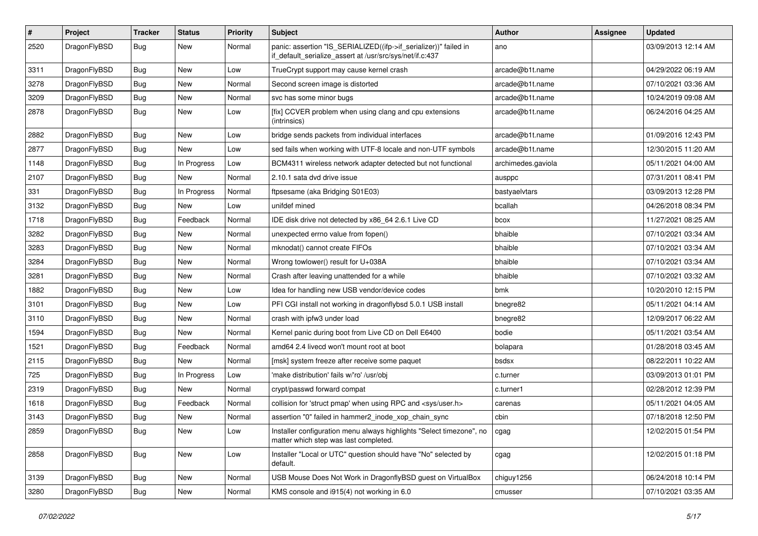| # | Project | Tracker | Status | Priority | Subject | Author | Assignee | Updated |
|---|---|---|---|---|---|---|---|---|
| 2520 | DragonFlyBSD | Bug | New | Normal | panic: assertion "IS_SERIALIZED((ifp->if_serializer))" failed in if_default_serialize_assert at /usr/src/sys/net/if.c:437 | ano | | 03/09/2013 12:14 AM |
| 3311 | DragonFlyBSD | Bug | New | Low | TrueCrypt support may cause kernel crash | arcade@b1t.name | | 04/29/2022 06:19 AM |
| 3278 | DragonFlyBSD | Bug | New | Normal | Second screen image is distorted | arcade@b1t.name | | 07/10/2021 03:36 AM |
| 3209 | DragonFlyBSD | Bug | New | Normal | svc has some minor bugs | arcade@b1t.name | | 10/24/2019 09:08 AM |
| 2878 | DragonFlyBSD | Bug | New | Low | [fix] CCVER problem when using clang and cpu extensions (intrinsics) | arcade@b1t.name | | 06/24/2016 04:25 AM |
| 2882 | DragonFlyBSD | Bug | New | Low | bridge sends packets from individual interfaces | arcade@b1t.name | | 01/09/2016 12:43 PM |
| 2877 | DragonFlyBSD | Bug | New | Low | sed fails when working with UTF-8 locale and non-UTF symbols | arcade@b1t.name | | 12/30/2015 11:20 AM |
| 1148 | DragonFlyBSD | Bug | In Progress | Low | BCM4311 wireless network adapter detected but not functional | archimedes.gaviola | | 05/11/2021 04:00 AM |
| 2107 | DragonFlyBSD | Bug | New | Normal | 2.10.1 sata dvd drive issue | ausppc | | 07/31/2011 08:41 PM |
| 331 | DragonFlyBSD | Bug | In Progress | Normal | ftpsesame (aka Bridging S01E03) | bastyaelvtars | | 03/09/2013 12:28 PM |
| 3132 | DragonFlyBSD | Bug | New | Low | unifdef mined | bcallah | | 04/26/2018 08:34 PM |
| 1718 | DragonFlyBSD | Bug | Feedback | Normal | IDE disk drive not detected by x86_64 2.6.1 Live CD | bcox | | 11/27/2021 08:25 AM |
| 3282 | DragonFlyBSD | Bug | New | Normal | unexpected errno value from fopen() | bhaible | | 07/10/2021 03:34 AM |
| 3283 | DragonFlyBSD | Bug | New | Normal | mknodat() cannot create FIFOs | bhaible | | 07/10/2021 03:34 AM |
| 3284 | DragonFlyBSD | Bug | New | Normal | Wrong towlower() result for U+038A | bhaible | | 07/10/2021 03:34 AM |
| 3281 | DragonFlyBSD | Bug | New | Normal | Crash after leaving unattended for a while | bhaible | | 07/10/2021 03:32 AM |
| 1882 | DragonFlyBSD | Bug | New | Low | Idea for handling new USB vendor/device codes | bmk | | 10/20/2010 12:15 PM |
| 3101 | DragonFlyBSD | Bug | New | Low | PFI CGI install not working in dragonflybsd 5.0.1 USB install | bnegre82 | | 05/11/2021 04:14 AM |
| 3110 | DragonFlyBSD | Bug | New | Normal | crash with ipfw3 under load | bnegre82 | | 12/09/2017 06:22 AM |
| 1594 | DragonFlyBSD | Bug | New | Normal | Kernel panic during boot from Live CD on Dell E6400 | bodie | | 05/11/2021 03:54 AM |
| 1521 | DragonFlyBSD | Bug | Feedback | Normal | amd64 2.4 livecd won't mount root at boot | bolapara | | 01/28/2018 03:45 AM |
| 2115 | DragonFlyBSD | Bug | New | Normal | [msk] system freeze after receive some paquet | bsdsx | | 08/22/2011 10:22 AM |
| 725 | DragonFlyBSD | Bug | In Progress | Low | 'make distribution' fails w/'ro' /usr/obj | c.turner | | 03/09/2013 01:01 PM |
| 2319 | DragonFlyBSD | Bug | New | Normal | crypt/passwd forward compat | c.turner1 | | 02/28/2012 12:39 PM |
| 1618 | DragonFlyBSD | Bug | Feedback | Normal | collision for 'struct pmap' when using RPC and <sys/user.h> | carenas | | 05/11/2021 04:05 AM |
| 3143 | DragonFlyBSD | Bug | New | Normal | assertion "0" failed in hammer2_inode_xop_chain_sync | cbin | | 07/18/2018 12:50 PM |
| 2859 | DragonFlyBSD | Bug | New | Low | Installer configuration menu always highlights "Select timezone", no matter which step was last completed. | cgag | | 12/02/2015 01:54 PM |
| 2858 | DragonFlyBSD | Bug | New | Low | Installer "Local or UTC" question should have "No" selected by default. | cgag | | 12/02/2015 01:18 PM |
| 3139 | DragonFlyBSD | Bug | New | Normal | USB Mouse Does Not Work in DragonflyBSD guest on VirtualBox | chiguy1256 | | 06/24/2018 10:14 PM |
| 3280 | DragonFlyBSD | Bug | New | Normal | KMS console and i915(4) not working in 6.0 | cmusser | | 07/10/2021 03:35 AM |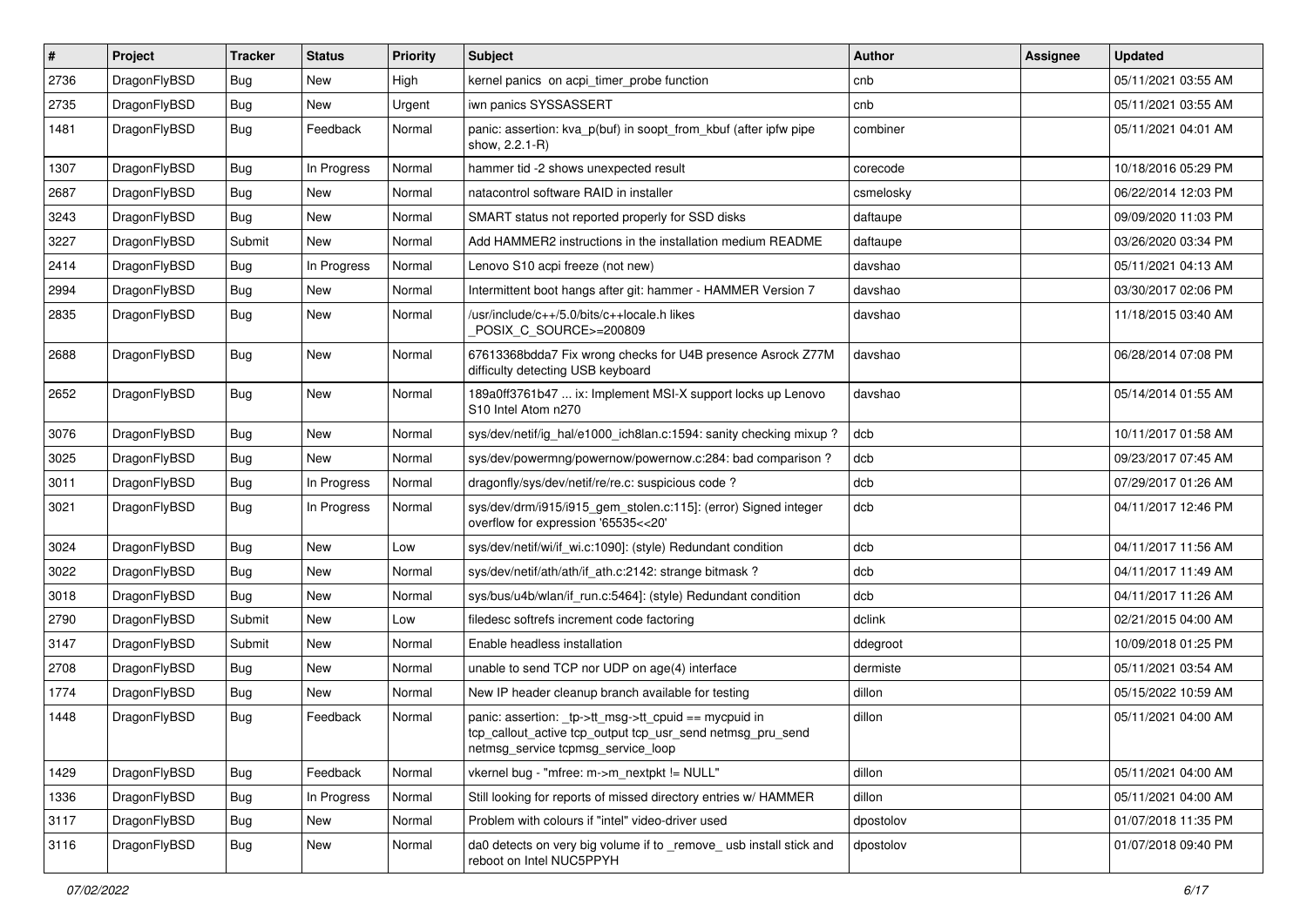| # | Project | Tracker | Status | Priority | Subject | Author | Assignee | Updated |
|---|---|---|---|---|---|---|---|---|
| 2736 | DragonFlyBSD | Bug | New | High | kernel panics on acpi_timer_probe function | cnb | | 05/11/2021 03:55 AM |
| 2735 | DragonFlyBSD | Bug | New | Urgent | iwn panics SYSSASSERT | cnb | | 05/11/2021 03:55 AM |
| 1481 | DragonFlyBSD | Bug | Feedback | Normal | panic: assertion: kva_p(buf) in soopt_from_kbuf (after ipfw pipe show, 2.2.1-R) | combiner | | 05/11/2021 04:01 AM |
| 1307 | DragonFlyBSD | Bug | In Progress | Normal | hammer tid -2 shows unexpected result | corecode | | 10/18/2016 05:29 PM |
| 2687 | DragonFlyBSD | Bug | New | Normal | natacontrol software RAID in installer | csmelosky | | 06/22/2014 12:03 PM |
| 3243 | DragonFlyBSD | Bug | New | Normal | SMART status not reported properly for SSD disks | daftaupe | | 09/09/2020 11:03 PM |
| 3227 | DragonFlyBSD | Submit | New | Normal | Add HAMMER2 instructions in the installation medium README | daftaupe | | 03/26/2020 03:34 PM |
| 2414 | DragonFlyBSD | Bug | In Progress | Normal | Lenovo S10 acpi freeze (not new) | davshao | | 05/11/2021 04:13 AM |
| 2994 | DragonFlyBSD | Bug | New | Normal | Intermittent boot hangs after git: hammer - HAMMER Version 7 | davshao | | 03/30/2017 02:06 PM |
| 2835 | DragonFlyBSD | Bug | New | Normal | /usr/include/c++/5.0/bits/c++locale.h likes _POSIX_C_SOURCE>=200809 | davshao | | 11/18/2015 03:40 AM |
| 2688 | DragonFlyBSD | Bug | New | Normal | 67613368bdda7 Fix wrong checks for U4B presence Asrock Z77M difficulty detecting USB keyboard | davshao | | 06/28/2014 07:08 PM |
| 2652 | DragonFlyBSD | Bug | New | Normal | 189a0ff3761b47 ... ix: Implement MSI-X support locks up Lenovo S10 Intel Atom n270 | davshao | | 05/14/2014 01:55 AM |
| 3076 | DragonFlyBSD | Bug | New | Normal | sys/dev/netif/ig_hal/e1000_ich8lan.c:1594: sanity checking mixup ? | dcb | | 10/11/2017 01:58 AM |
| 3025 | DragonFlyBSD | Bug | New | Normal | sys/dev/powermng/powernow/powernow.c:284: bad comparison ? | dcb | | 09/23/2017 07:45 AM |
| 3011 | DragonFlyBSD | Bug | In Progress | Normal | dragonfly/sys/dev/netif/re/re.c: suspicious code ? | dcb | | 07/29/2017 01:26 AM |
| 3021 | DragonFlyBSD | Bug | In Progress | Normal | sys/dev/drm/i915/i915_gem_stolen.c:115]: (error) Signed integer overflow for expression '65535<<20' | dcb | | 04/11/2017 12:46 PM |
| 3024 | DragonFlyBSD | Bug | New | Low | sys/dev/netif/wi/if_wi.c:1090]: (style) Redundant condition | dcb | | 04/11/2017 11:56 AM |
| 3022 | DragonFlyBSD | Bug | New | Normal | sys/dev/netif/ath/ath/if_ath.c:2142: strange bitmask ? | dcb | | 04/11/2017 11:49 AM |
| 3018 | DragonFlyBSD | Bug | New | Normal | sys/bus/u4b/wlan/if_run.c:5464]: (style) Redundant condition | dcb | | 04/11/2017 11:26 AM |
| 2790 | DragonFlyBSD | Submit | New | Low | filedesc softrefs increment code factoring | dclink | | 02/21/2015 04:00 AM |
| 3147 | DragonFlyBSD | Submit | New | Normal | Enable headless installation | ddegroot | | 10/09/2018 01:25 PM |
| 2708 | DragonFlyBSD | Bug | New | Normal | unable to send TCP nor UDP on age(4) interface | dermiste | | 05/11/2021 03:54 AM |
| 1774 | DragonFlyBSD | Bug | New | Normal | New IP header cleanup branch available for testing | dillon | | 05/15/2022 10:59 AM |
| 1448 | DragonFlyBSD | Bug | Feedback | Normal | panic: assertion: _tp->tt_msg->tt_cpuid == mycpuid in tcp_callout_active tcp_output tcp_usr_send netmsg_pru_send netmsg_service tcpmsg_service_loop | dillon | | 05/11/2021 04:00 AM |
| 1429 | DragonFlyBSD | Bug | Feedback | Normal | vkernel bug - "mfree: m->m_nextpkt != NULL" | dillon | | 05/11/2021 04:00 AM |
| 1336 | DragonFlyBSD | Bug | In Progress | Normal | Still looking for reports of missed directory entries w/ HAMMER | dillon | | 05/11/2021 04:00 AM |
| 3117 | DragonFlyBSD | Bug | New | Normal | Problem with colours if "intel" video-driver used | dpostolov | | 01/07/2018 11:35 PM |
| 3116 | DragonFlyBSD | Bug | New | Normal | da0 detects on very big volume if to _remove_ usb install stick and reboot on Intel NUC5PPYH | dpostolov | | 01/07/2018 09:40 PM |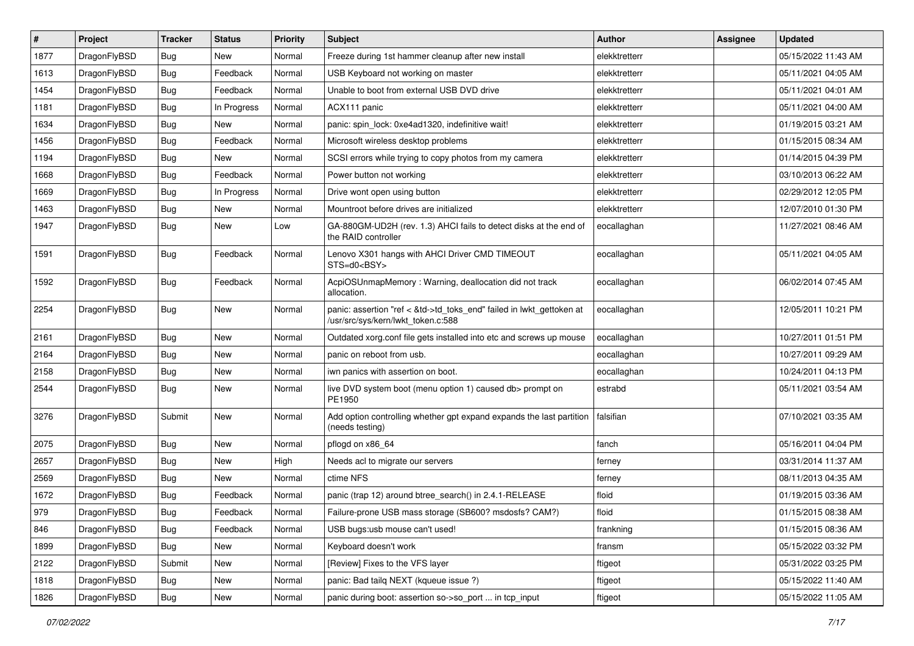| # | Project | Tracker | Status | Priority | Subject | Author | Assignee | Updated |
|---|---|---|---|---|---|---|---|---|
| 1877 | DragonFlyBSD | Bug | New | Normal | Freeze during 1st hammer cleanup after new install | elekktretterr | | 05/15/2022 11:43 AM |
| 1613 | DragonFlyBSD | Bug | Feedback | Normal | USB Keyboard not working on master | elekktretterr | | 05/11/2021 04:05 AM |
| 1454 | DragonFlyBSD | Bug | Feedback | Normal | Unable to boot from external USB DVD drive | elekktretterr | | 05/11/2021 04:01 AM |
| 1181 | DragonFlyBSD | Bug | In Progress | Normal | ACX111 panic | elekktretterr | | 05/11/2021 04:00 AM |
| 1634 | DragonFlyBSD | Bug | New | Normal | panic: spin_lock: 0xe4ad1320, indefinitive wait! | elekktretterr | | 01/19/2015 03:21 AM |
| 1456 | DragonFlyBSD | Bug | Feedback | Normal | Microsoft wireless desktop problems | elekktretterr | | 01/15/2015 08:34 AM |
| 1194 | DragonFlyBSD | Bug | New | Normal | SCSI errors while trying to copy photos from my camera | elekktretterr | | 01/14/2015 04:39 PM |
| 1668 | DragonFlyBSD | Bug | Feedback | Normal | Power button not working | elekktretterr | | 03/10/2013 06:22 AM |
| 1669 | DragonFlyBSD | Bug | In Progress | Normal | Drive wont open using button | elekktretterr | | 02/29/2012 12:05 PM |
| 1463 | DragonFlyBSD | Bug | New | Normal | Mountroot before drives are initialized | elekktretterr | | 12/07/2010 01:30 PM |
| 1947 | DragonFlyBSD | Bug | New | Low | GA-880GM-UD2H (rev. 1.3) AHCI fails to detect disks at the end of the RAID controller | eocallaghan | | 11/27/2021 08:46 AM |
| 1591 | DragonFlyBSD | Bug | Feedback | Normal | Lenovo X301 hangs with AHCI Driver CMD TIMEOUT STS=d0<BSY> | eocallaghan | | 05/11/2021 04:05 AM |
| 1592 | DragonFlyBSD | Bug | Feedback | Normal | AcpiOSUnmapMemory : Warning, deallocation did not track allocation. | eocallaghan | | 06/02/2014 07:45 AM |
| 2254 | DragonFlyBSD | Bug | New | Normal | panic: assertion "ref < &td->td_toks_end" failed in lwkt_gettoken at /usr/src/sys/kern/lwkt_token.c:588 | eocallaghan | | 12/05/2011 10:21 PM |
| 2161 | DragonFlyBSD | Bug | New | Normal | Outdated xorg.conf file gets installed into etc and screws up mouse | eocallaghan | | 10/27/2011 01:51 PM |
| 2164 | DragonFlyBSD | Bug | New | Normal | panic on reboot from usb. | eocallaghan | | 10/27/2011 09:29 AM |
| 2158 | DragonFlyBSD | Bug | New | Normal | iwn panics with assertion on boot. | eocallaghan | | 10/24/2011 04:13 PM |
| 2544 | DragonFlyBSD | Bug | New | Normal | live DVD system boot (menu option 1) caused db> prompt on PE1950 | estrabd | | 05/11/2021 03:54 AM |
| 3276 | DragonFlyBSD | Submit | New | Normal | Add option controlling whether gpt expand expands the last partition (needs testing) | falsifian | | 07/10/2021 03:35 AM |
| 2075 | DragonFlyBSD | Bug | New | Normal | pflogd on x86_64 | fanch | | 05/16/2011 04:04 PM |
| 2657 | DragonFlyBSD | Bug | New | High | Needs acl to migrate our servers | ferney | | 03/31/2014 11:37 AM |
| 2569 | DragonFlyBSD | Bug | New | Normal | ctime NFS | ferney | | 08/11/2013 04:35 AM |
| 1672 | DragonFlyBSD | Bug | Feedback | Normal | panic (trap 12) around btree_search() in 2.4.1-RELEASE | floid | | 01/19/2015 03:36 AM |
| 979 | DragonFlyBSD | Bug | Feedback | Normal | Failure-prone USB mass storage (SB600? msdosfs? CAM?) | floid | | 01/15/2015 08:38 AM |
| 846 | DragonFlyBSD | Bug | Feedback | Normal | USB bugs:usb mouse can't used! | frankning | | 01/15/2015 08:36 AM |
| 1899 | DragonFlyBSD | Bug | New | Normal | Keyboard doesn't work | fransm | | 05/15/2022 03:32 PM |
| 2122 | DragonFlyBSD | Submit | New | Normal | [Review] Fixes to the VFS layer | ftigeot | | 05/31/2022 03:25 PM |
| 1818 | DragonFlyBSD | Bug | New | Normal | panic: Bad tailq NEXT (kqueue issue ?) | ftigeot | | 05/15/2022 11:40 AM |
| 1826 | DragonFlyBSD | Bug | New | Normal | panic during boot: assertion so->so_port ... in tcp_input | ftigeot | | 05/15/2022 11:05 AM |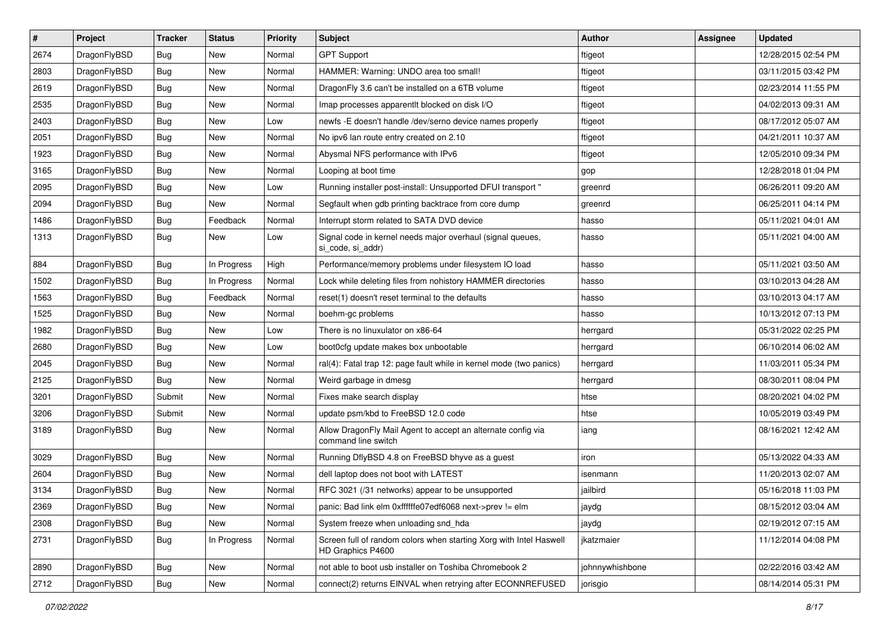| # | Project | Tracker | Status | Priority | Subject | Author | Assignee | Updated |
|---|---|---|---|---|---|---|---|---|
| 2674 | DragonFlyBSD | Bug | New | Normal | GPT Support | ftigeot | | 12/28/2015 02:54 PM |
| 2803 | DragonFlyBSD | Bug | New | Normal | HAMMER: Warning: UNDO area too small! | ftigeot | | 03/11/2015 03:42 PM |
| 2619 | DragonFlyBSD | Bug | New | Normal | DragonFly 3.6 can't be installed on a 6TB volume | ftigeot | | 02/23/2014 11:55 PM |
| 2535 | DragonFlyBSD | Bug | New | Normal | Imap processes apparentlt blocked on disk I/O | ftigeot | | 04/02/2013 09:31 AM |
| 2403 | DragonFlyBSD | Bug | New | Low | newfs -E doesn't handle /dev/serno device names properly | ftigeot | | 08/17/2012 05:07 AM |
| 2051 | DragonFlyBSD | Bug | New | Normal | No ipv6 lan route entry created on 2.10 | ftigeot | | 04/21/2011 10:37 AM |
| 1923 | DragonFlyBSD | Bug | New | Normal | Abysmal NFS performance with IPv6 | ftigeot | | 12/05/2010 09:34 PM |
| 3165 | DragonFlyBSD | Bug | New | Normal | Looping at boot time | gop | | 12/28/2018 01:04 PM |
| 2095 | DragonFlyBSD | Bug | New | Low | Running installer post-install: Unsupported DFUI transport " | greenrd | | 06/26/2011 09:20 AM |
| 2094 | DragonFlyBSD | Bug | New | Normal | Segfault when gdb printing backtrace from core dump | greenrd | | 06/25/2011 04:14 PM |
| 1486 | DragonFlyBSD | Bug | Feedback | Normal | Interrupt storm related to SATA DVD device | hasso | | 05/11/2021 04:01 AM |
| 1313 | DragonFlyBSD | Bug | New | Low | Signal code in kernel needs major overhaul (signal queues, si_code, si_addr) | hasso | | 05/11/2021 04:00 AM |
| 884 | DragonFlyBSD | Bug | In Progress | High | Performance/memory problems under filesystem IO load | hasso | | 05/11/2021 03:50 AM |
| 1502 | DragonFlyBSD | Bug | In Progress | Normal | Lock while deleting files from nohistory HAMMER directories | hasso | | 03/10/2013 04:28 AM |
| 1563 | DragonFlyBSD | Bug | Feedback | Normal | reset(1) doesn't reset terminal to the defaults | hasso | | 03/10/2013 04:17 AM |
| 1525 | DragonFlyBSD | Bug | New | Normal | boehm-gc problems | hasso | | 10/13/2012 07:13 PM |
| 1982 | DragonFlyBSD | Bug | New | Low | There is no linuxulator on x86-64 | herrgard | | 05/31/2022 02:25 PM |
| 2680 | DragonFlyBSD | Bug | New | Low | boot0cfg update makes box unbootable | herrgard | | 06/10/2014 06:02 AM |
| 2045 | DragonFlyBSD | Bug | New | Normal | ral(4): Fatal trap 12: page fault while in kernel mode (two panics) | herrgard | | 11/03/2011 05:34 PM |
| 2125 | DragonFlyBSD | Bug | New | Normal | Weird garbage in dmesg | herrgard | | 08/30/2011 08:04 PM |
| 3201 | DragonFlyBSD | Submit | New | Normal | Fixes make search display | htse | | 08/20/2021 04:02 PM |
| 3206 | DragonFlyBSD | Submit | New | Normal | update psm/kbd to FreeBSD 12.0 code | htse | | 10/05/2019 03:49 PM |
| 3189 | DragonFlyBSD | Bug | New | Normal | Allow DragonFly Mail Agent to accept an alternate config via command line switch | iang | | 08/16/2021 12:42 AM |
| 3029 | DragonFlyBSD | Bug | New | Normal | Running DflyBSD 4.8 on FreeBSD bhyve as a guest | iron | | 05/13/2022 04:33 AM |
| 2604 | DragonFlyBSD | Bug | New | Normal | dell laptop does not boot with LATEST | isenmann | | 11/20/2013 02:07 AM |
| 3134 | DragonFlyBSD | Bug | New | Normal | RFC 3021 (/31 networks) appear to be unsupported | jailbird | | 05/16/2018 11:03 PM |
| 2369 | DragonFlyBSD | Bug | New | Normal | panic: Bad link elm 0xffffffe07edf6068 next->prev != elm | jaydg | | 08/15/2012 03:04 AM |
| 2308 | DragonFlyBSD | Bug | New | Normal | System freeze when unloading snd_hda | jaydg | | 02/19/2012 07:15 AM |
| 2731 | DragonFlyBSD | Bug | In Progress | Normal | Screen full of random colors when starting Xorg with Intel Haswell HD Graphics P4600 | jkatzmaier | | 11/12/2014 04:08 PM |
| 2890 | DragonFlyBSD | Bug | New | Normal | not able to boot usb installer on Toshiba Chromebook 2 | johnnywhishbone | | 02/22/2016 03:42 AM |
| 2712 | DragonFlyBSD | Bug | New | Normal | connect(2) returns EINVAL when retrying after ECONNREFUSED | jorisgio | | 08/14/2014 05:31 PM |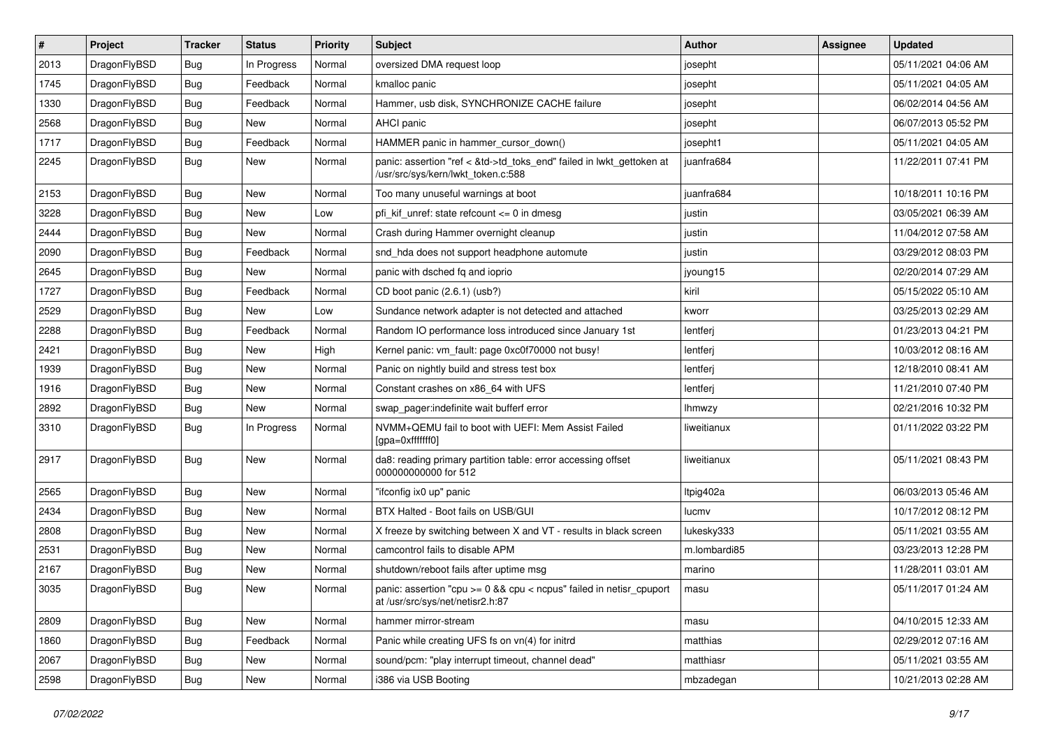| # | Project | Tracker | Status | Priority | Subject | Author | Assignee | Updated |
|---|---|---|---|---|---|---|---|---|
| 2013 | DragonFlyBSD | Bug | In Progress | Normal | oversized DMA request loop | josepht | | 05/11/2021 04:06 AM |
| 1745 | DragonFlyBSD | Bug | Feedback | Normal | kmalloc panic | josepht | | 05/11/2021 04:05 AM |
| 1330 | DragonFlyBSD | Bug | Feedback | Normal | Hammer, usb disk, SYNCHRONIZE CACHE failure | josepht | | 06/02/2014 04:56 AM |
| 2568 | DragonFlyBSD | Bug | New | Normal | AHCI panic | josepht | | 06/07/2013 05:52 PM |
| 1717 | DragonFlyBSD | Bug | Feedback | Normal | HAMMER panic in hammer_cursor_down() | josepht1 | | 05/11/2021 04:05 AM |
| 2245 | DragonFlyBSD | Bug | New | Normal | panic: assertion "ref < &td->td_toks_end" failed in lwkt_gettoken at /usr/src/sys/kern/lwkt_token.c:588 | juanfra684 | | 11/22/2011 07:41 PM |
| 2153 | DragonFlyBSD | Bug | New | Normal | Too many unuseful warnings at boot | juanfra684 | | 10/18/2011 10:16 PM |
| 3228 | DragonFlyBSD | Bug | New | Low | pfi_kif_unref: state refcount <= 0 in dmesg | justin | | 03/05/2021 06:39 AM |
| 2444 | DragonFlyBSD | Bug | New | Normal | Crash during Hammer overnight cleanup | justin | | 11/04/2012 07:58 AM |
| 2090 | DragonFlyBSD | Bug | Feedback | Normal | snd_hda does not support headphone automute | justin | | 03/29/2012 08:03 PM |
| 2645 | DragonFlyBSD | Bug | New | Normal | panic with dsched fq and ioprio | jyoung15 | | 02/20/2014 07:29 AM |
| 1727 | DragonFlyBSD | Bug | Feedback | Normal | CD boot panic (2.6.1) (usb?) | kiril | | 05/15/2022 05:10 AM |
| 2529 | DragonFlyBSD | Bug | New | Low | Sundance network adapter is not detected and attached | kworr | | 03/25/2013 02:29 AM |
| 2288 | DragonFlyBSD | Bug | Feedback | Normal | Random IO performance loss introduced since January 1st | lentferj | | 01/23/2013 04:21 PM |
| 2421 | DragonFlyBSD | Bug | New | High | Kernel panic: vm_fault: page 0xc0f70000 not busy! | lentferj | | 10/03/2012 08:16 AM |
| 1939 | DragonFlyBSD | Bug | New | Normal | Panic on nightly build and stress test box | lentferj | | 12/18/2010 08:41 AM |
| 1916 | DragonFlyBSD | Bug | New | Normal | Constant crashes on x86_64 with UFS | lentferj | | 11/21/2010 07:40 PM |
| 2892 | DragonFlyBSD | Bug | New | Normal | swap_pager:indefinite wait bufferf error | lhmwzy | | 02/21/2016 10:32 PM |
| 3310 | DragonFlyBSD | Bug | In Progress | Normal | NVMM+QEMU fail to boot with UEFI: Mem Assist Failed [gpa=0xfffffff0] | liweitianux | | 01/11/2022 03:22 PM |
| 2917 | DragonFlyBSD | Bug | New | Normal | da8: reading primary partition table: error accessing offset 000000000000 for 512 | liweitianux | | 05/11/2021 08:43 PM |
| 2565 | DragonFlyBSD | Bug | New | Normal | "ifconfig ix0 up" panic | ltpig402a | | 06/03/2013 05:46 AM |
| 2434 | DragonFlyBSD | Bug | New | Normal | BTX Halted - Boot fails on USB/GUI | lucmv | | 10/17/2012 08:12 PM |
| 2808 | DragonFlyBSD | Bug | New | Normal | X freeze by switching between X and VT - results in black screen | lukesky333 | | 05/11/2021 03:55 AM |
| 2531 | DragonFlyBSD | Bug | New | Normal | camcontrol fails to disable APM | m.lombardi85 | | 03/23/2013 12:28 PM |
| 2167 | DragonFlyBSD | Bug | New | Normal | shutdown/reboot fails after uptime msg | marino | | 11/28/2011 03:01 AM |
| 3035 | DragonFlyBSD | Bug | New | Normal | panic: assertion "cpu >= 0 && cpu < ncpus" failed in netisr_cpuport at /usr/src/sys/net/netisr2.h:87 | masu | | 05/11/2017 01:24 AM |
| 2809 | DragonFlyBSD | Bug | New | Normal | hammer mirror-stream | masu | | 04/10/2015 12:33 AM |
| 1860 | DragonFlyBSD | Bug | Feedback | Normal | Panic while creating UFS fs on vn(4) for initrd | matthias | | 02/29/2012 07:16 AM |
| 2067 | DragonFlyBSD | Bug | New | Normal | sound/pcm: "play interrupt timeout, channel dead" | matthiasr | | 05/11/2021 03:55 AM |
| 2598 | DragonFlyBSD | Bug | New | Normal | i386 via USB Booting | mbzadegan | | 10/21/2013 02:28 AM |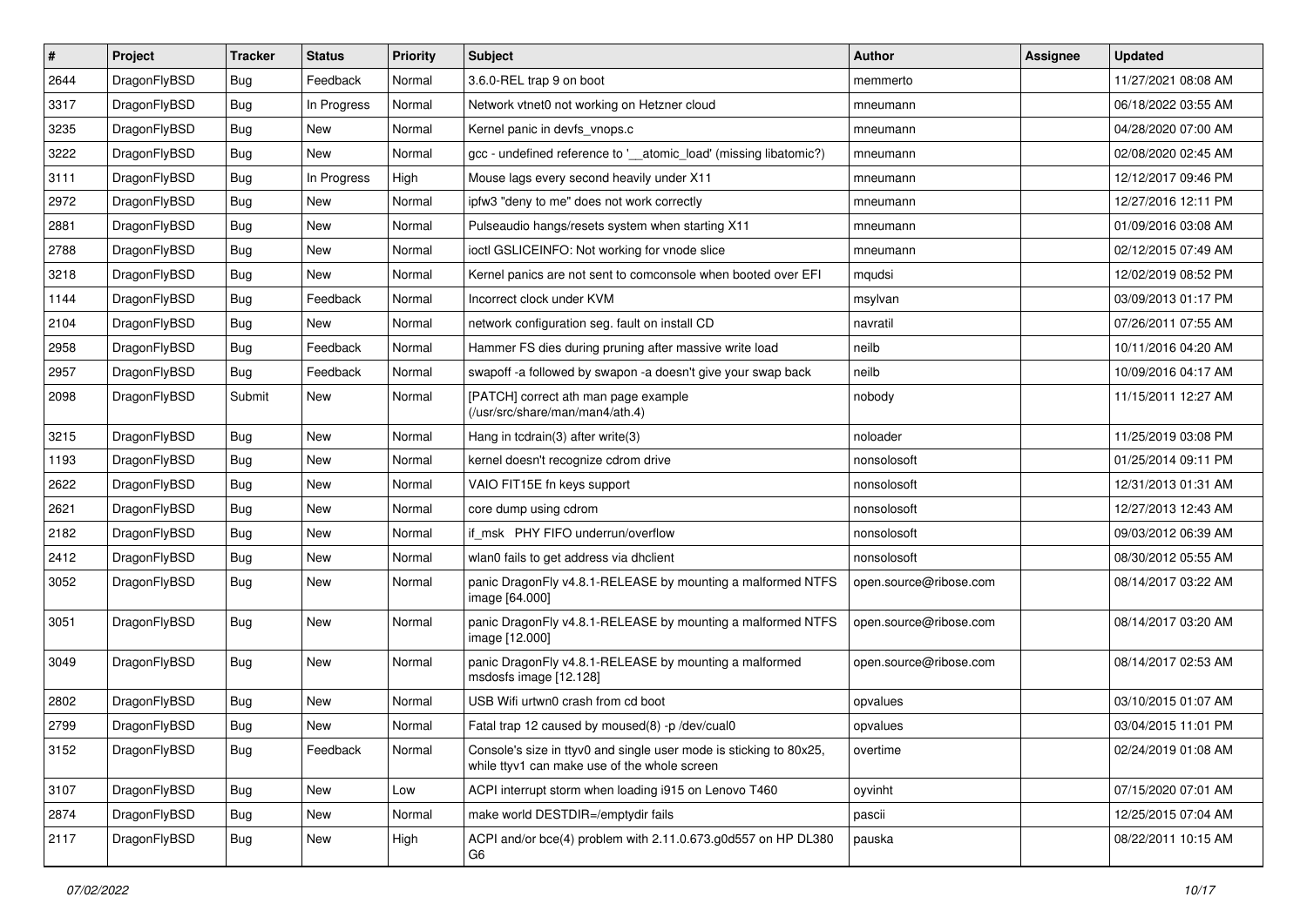| # | Project | Tracker | Status | Priority | Subject | Author | Assignee | Updated |
|---|---|---|---|---|---|---|---|---|
| 2644 | DragonFlyBSD | Bug | Feedback | Normal | 3.6.0-REL trap 9 on boot | memmerto | | 11/27/2021 08:08 AM |
| 3317 | DragonFlyBSD | Bug | In Progress | Normal | Network vtnet0 not working on Hetzner cloud | mneumann | | 06/18/2022 03:55 AM |
| 3235 | DragonFlyBSD | Bug | New | Normal | Kernel panic in devfs_vnops.c | mneumann | | 04/28/2020 07:00 AM |
| 3222 | DragonFlyBSD | Bug | New | Normal | gcc - undefined reference to '__atomic_load' (missing libatomic?) | mneumann | | 02/08/2020 02:45 AM |
| 3111 | DragonFlyBSD | Bug | In Progress | High | Mouse lags every second heavily under X11 | mneumann | | 12/12/2017 09:46 PM |
| 2972 | DragonFlyBSD | Bug | New | Normal | ipfw3 "deny to me" does not work correctly | mneumann | | 12/27/2016 12:11 PM |
| 2881 | DragonFlyBSD | Bug | New | Normal | Pulseaudio hangs/resets system when starting X11 | mneumann | | 01/09/2016 03:08 AM |
| 2788 | DragonFlyBSD | Bug | New | Normal | ioctl GSLICEINFO: Not working for vnode slice | mneumann | | 02/12/2015 07:49 AM |
| 3218 | DragonFlyBSD | Bug | New | Normal | Kernel panics are not sent to comconsole when booted over EFI | mqudsi | | 12/02/2019 08:52 PM |
| 1144 | DragonFlyBSD | Bug | Feedback | Normal | Incorrect clock under KVM | msylvan | | 03/09/2013 01:17 PM |
| 2104 | DragonFlyBSD | Bug | New | Normal | network configuration seg. fault on install CD | navratil | | 07/26/2011 07:55 AM |
| 2958 | DragonFlyBSD | Bug | Feedback | Normal | Hammer FS dies during pruning after massive write load | neilb | | 10/11/2016 04:20 AM |
| 2957 | DragonFlyBSD | Bug | Feedback | Normal | swapoff -a followed by swapon -a doesn't give your swap back | neilb | | 10/09/2016 04:17 AM |
| 2098 | DragonFlyBSD | Submit | New | Normal | [PATCH] correct ath man page example (/usr/src/share/man/man4/ath.4) | nobody | | 11/15/2011 12:27 AM |
| 3215 | DragonFlyBSD | Bug | New | Normal | Hang in tcdrain(3) after write(3) | noloader | | 11/25/2019 03:08 PM |
| 1193 | DragonFlyBSD | Bug | New | Normal | kernel doesn't recognize cdrom drive | nonsolosoft | | 01/25/2014 09:11 PM |
| 2622 | DragonFlyBSD | Bug | New | Normal | VAIO FIT15E fn keys support | nonsolosoft | | 12/31/2013 01:31 AM |
| 2621 | DragonFlyBSD | Bug | New | Normal | core dump using cdrom | nonsolosoft | | 12/27/2013 12:43 AM |
| 2182 | DragonFlyBSD | Bug | New | Normal | if_msk PHY FIFO underrun/overflow | nonsolosoft | | 09/03/2012 06:39 AM |
| 2412 | DragonFlyBSD | Bug | New | Normal | wlan0 fails to get address via dhclient | nonsolosoft | | 08/30/2012 05:55 AM |
| 3052 | DragonFlyBSD | Bug | New | Normal | panic DragonFly v4.8.1-RELEASE by mounting a malformed NTFS image [64.000] | open.source@ribose.com | | 08/14/2017 03:22 AM |
| 3051 | DragonFlyBSD | Bug | New | Normal | panic DragonFly v4.8.1-RELEASE by mounting a malformed NTFS image [12.000] | open.source@ribose.com | | 08/14/2017 03:20 AM |
| 3049 | DragonFlyBSD | Bug | New | Normal | panic DragonFly v4.8.1-RELEASE by mounting a malformed msdosfs image [12.128] | open.source@ribose.com | | 08/14/2017 02:53 AM |
| 2802 | DragonFlyBSD | Bug | New | Normal | USB Wifi urtwn0 crash from cd boot | opvalues | | 03/10/2015 01:07 AM |
| 2799 | DragonFlyBSD | Bug | New | Normal | Fatal trap 12 caused by moused(8) -p /dev/cual0 | opvalues | | 03/04/2015 11:01 PM |
| 3152 | DragonFlyBSD | Bug | Feedback | Normal | Console's size in ttyv0 and single user mode is sticking to 80x25, while ttyv1 can make use of the whole screen | overtime | | 02/24/2019 01:08 AM |
| 3107 | DragonFlyBSD | Bug | New | Low | ACPI interrupt storm when loading i915 on Lenovo T460 | oyvinht | | 07/15/2020 07:01 AM |
| 2874 | DragonFlyBSD | Bug | New | Normal | make world DESTDIR=/emptydir fails | pascii | | 12/25/2015 07:04 AM |
| 2117 | DragonFlyBSD | Bug | New | High | ACPI and/or bce(4) problem with 2.11.0.673.g0d557 on HP DL380 G6 | pauska | | 08/22/2011 10:15 AM |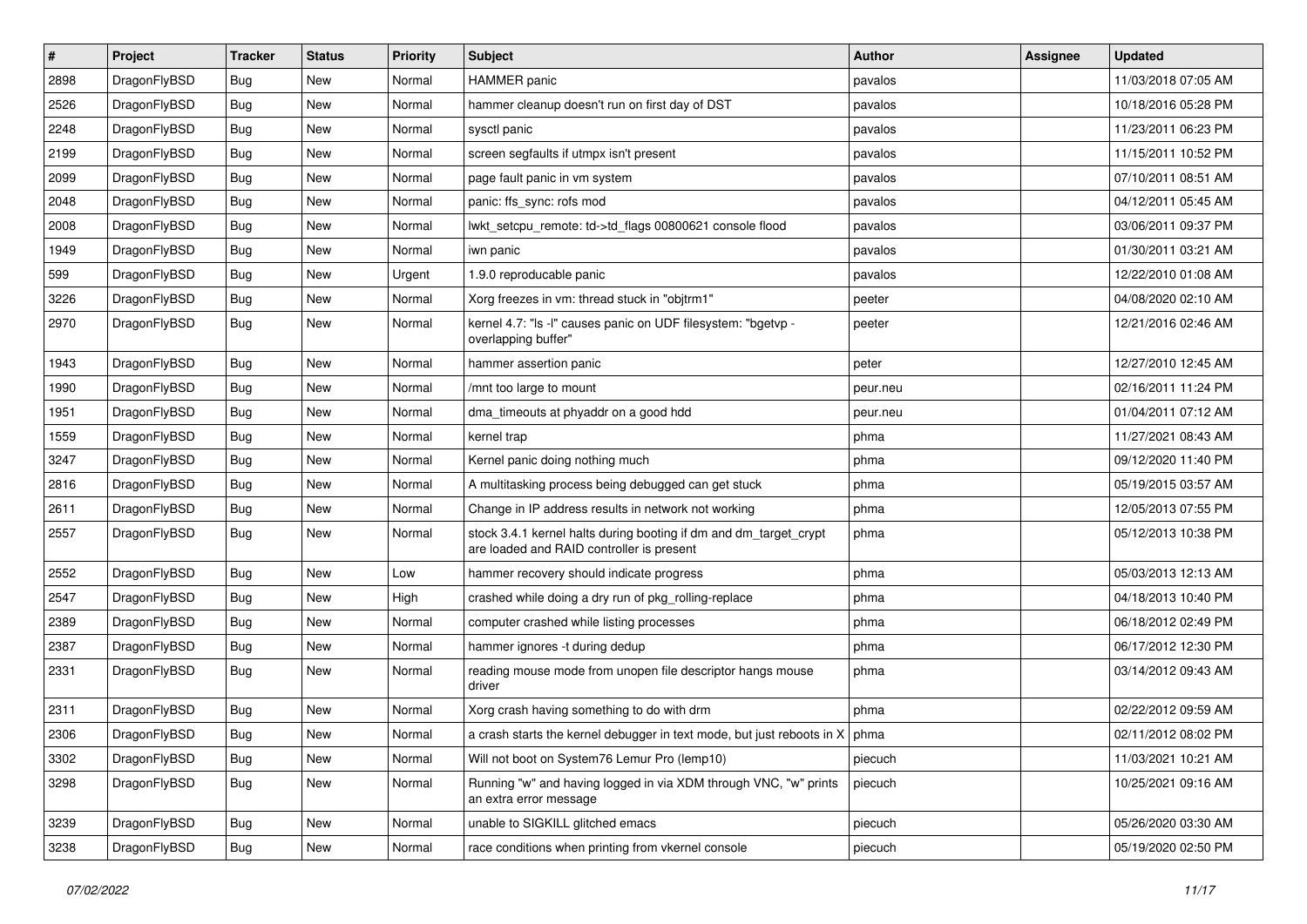| # | Project | Tracker | Status | Priority | Subject | Author | Assignee | Updated |
|---|---|---|---|---|---|---|---|---|
| 2898 | DragonFlyBSD | Bug | New | Normal | HAMMER panic | pavalos | | 11/03/2018 07:05 AM |
| 2526 | DragonFlyBSD | Bug | New | Normal | hammer cleanup doesn't run on first day of DST | pavalos | | 10/18/2016 05:28 PM |
| 2248 | DragonFlyBSD | Bug | New | Normal | sysctl panic | pavalos | | 11/23/2011 06:23 PM |
| 2199 | DragonFlyBSD | Bug | New | Normal | screen segfaults if utmpx isn't present | pavalos | | 11/15/2011 10:52 PM |
| 2099 | DragonFlyBSD | Bug | New | Normal | page fault panic in vm system | pavalos | | 07/10/2011 08:51 AM |
| 2048 | DragonFlyBSD | Bug | New | Normal | panic: ffs_sync: rofs mod | pavalos | | 04/12/2011 05:45 AM |
| 2008 | DragonFlyBSD | Bug | New | Normal | lwkt_setcpu_remote: td->td_flags 00800621 console flood | pavalos | | 03/06/2011 09:37 PM |
| 1949 | DragonFlyBSD | Bug | New | Normal | iwn panic | pavalos | | 01/30/2011 03:21 AM |
| 599 | DragonFlyBSD | Bug | New | Urgent | 1.9.0 reproducable panic | pavalos | | 12/22/2010 01:08 AM |
| 3226 | DragonFlyBSD | Bug | New | Normal | Xorg freezes in vm: thread stuck in "objtrm1" | peeter | | 04/08/2020 02:10 AM |
| 2970 | DragonFlyBSD | Bug | New | Normal | kernel 4.7: "ls -l" causes panic on UDF filesystem: "bgetvp - overlapping buffer" | peeter | | 12/21/2016 02:46 AM |
| 1943 | DragonFlyBSD | Bug | New | Normal | hammer assertion panic | peter | | 12/27/2010 12:45 AM |
| 1990 | DragonFlyBSD | Bug | New | Normal | /mnt too large to mount | peur.neu | | 02/16/2011 11:24 PM |
| 1951 | DragonFlyBSD | Bug | New | Normal | dma_timeouts at phyaddr on a good hdd | peur.neu | | 01/04/2011 07:12 AM |
| 1559 | DragonFlyBSD | Bug | New | Normal | kernel trap | phma | | 11/27/2021 08:43 AM |
| 3247 | DragonFlyBSD | Bug | New | Normal | Kernel panic doing nothing much | phma | | 09/12/2020 11:40 PM |
| 2816 | DragonFlyBSD | Bug | New | Normal | A multitasking process being debugged can get stuck | phma | | 05/19/2015 03:57 AM |
| 2611 | DragonFlyBSD | Bug | New | Normal | Change in IP address results in network not working | phma | | 12/05/2013 07:55 PM |
| 2557 | DragonFlyBSD | Bug | New | Normal | stock 3.4.1 kernel halts during booting if dm and dm_target_crypt are loaded and RAID controller is present | phma | | 05/12/2013 10:38 PM |
| 2552 | DragonFlyBSD | Bug | New | Low | hammer recovery should indicate progress | phma | | 05/03/2013 12:13 AM |
| 2547 | DragonFlyBSD | Bug | New | High | crashed while doing a dry run of pkg_rolling-replace | phma | | 04/18/2013 10:40 PM |
| 2389 | DragonFlyBSD | Bug | New | Normal | computer crashed while listing processes | phma | | 06/18/2012 02:49 PM |
| 2387 | DragonFlyBSD | Bug | New | Normal | hammer ignores -t during dedup | phma | | 06/17/2012 12:30 PM |
| 2331 | DragonFlyBSD | Bug | New | Normal | reading mouse mode from unopen file descriptor hangs mouse driver | phma | | 03/14/2012 09:43 AM |
| 2311 | DragonFlyBSD | Bug | New | Normal | Xorg crash having something to do with drm | phma | | 02/22/2012 09:59 AM |
| 2306 | DragonFlyBSD | Bug | New | Normal | a crash starts the kernel debugger in text mode, but just reboots in X | phma | | 02/11/2012 08:02 PM |
| 3302 | DragonFlyBSD | Bug | New | Normal | Will not boot on System76 Lemur Pro (lemp10) | piecuch | | 11/03/2021 10:21 AM |
| 3298 | DragonFlyBSD | Bug | New | Normal | Running "w" and having logged in via XDM through VNC, "w" prints an extra error message | piecuch | | 10/25/2021 09:16 AM |
| 3239 | DragonFlyBSD | Bug | New | Normal | unable to SIGKILL glitched emacs | piecuch | | 05/26/2020 03:30 AM |
| 3238 | DragonFlyBSD | Bug | New | Normal | race conditions when printing from vkernel console | piecuch | | 05/19/2020 02:50 PM |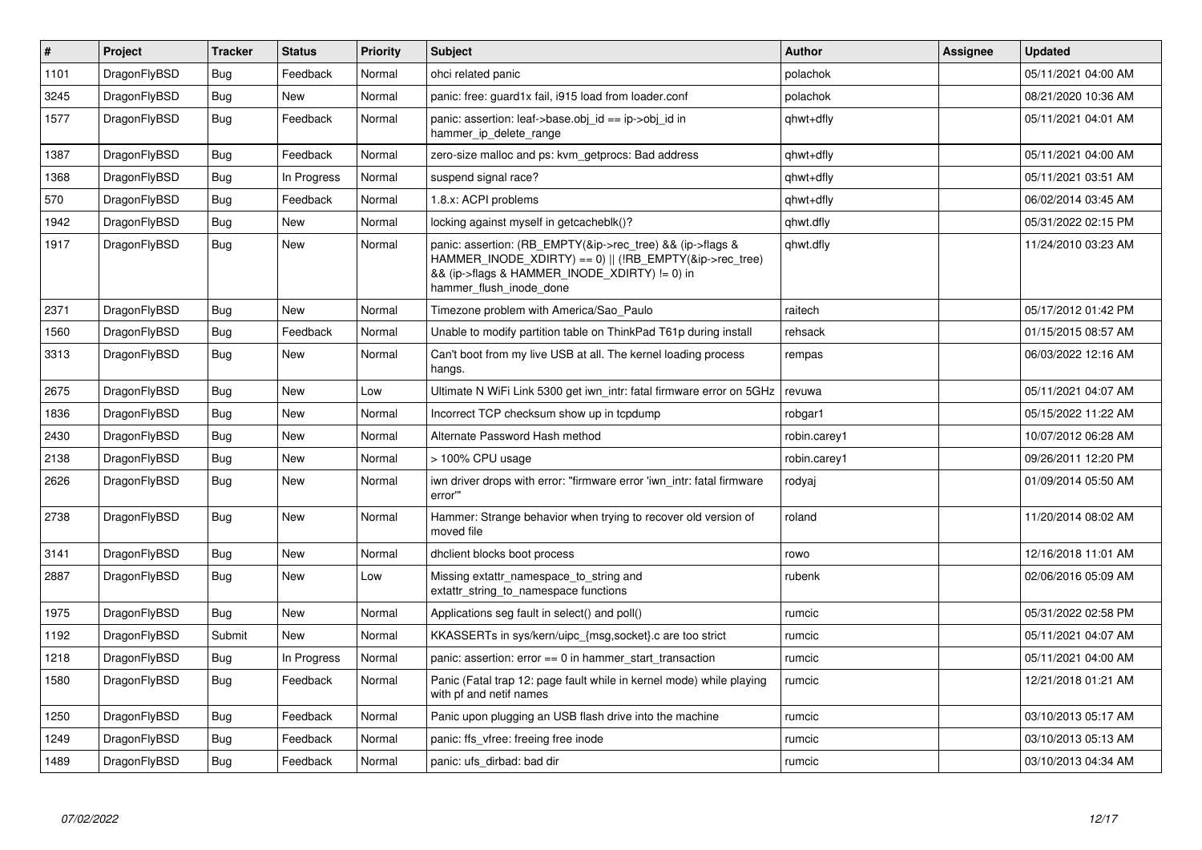| # | Project | Tracker | Status | Priority | Subject | Author | Assignee | Updated |
|---|---|---|---|---|---|---|---|---|
| 1101 | DragonFlyBSD | Bug | Feedback | Normal | ohci related panic | polachok | | 05/11/2021 04:00 AM |
| 3245 | DragonFlyBSD | Bug | New | Normal | panic: free: guard1x fail, i915 load from loader.conf | polachok | | 08/21/2020 10:36 AM |
| 1577 | DragonFlyBSD | Bug | Feedback | Normal | panic: assertion: leaf->base.obj_id == ip->obj_id in hammer_ip_delete_range | qhwt+dfly | | 05/11/2021 04:01 AM |
| 1387 | DragonFlyBSD | Bug | Feedback | Normal | zero-size malloc and ps: kvm_getprocs: Bad address | qhwt+dfly | | 05/11/2021 04:00 AM |
| 1368 | DragonFlyBSD | Bug | In Progress | Normal | suspend signal race? | qhwt+dfly | | 05/11/2021 03:51 AM |
| 570 | DragonFlyBSD | Bug | Feedback | Normal | 1.8.x: ACPI problems | qhwt+dfly | | 06/02/2014 03:45 AM |
| 1942 | DragonFlyBSD | Bug | New | Normal | locking against myself in getcacheblk()? | qhwt.dfly | | 05/31/2022 02:15 PM |
| 1917 | DragonFlyBSD | Bug | New | Normal | panic: assertion: (RB_EMPTY(&ip->rec_tree) && (ip->flags & HAMMER_INODE_XDIRTY) == 0) \|\| (!RB_EMPTY(&ip->rec_tree) && (ip->flags & HAMMER_INODE_XDIRTY) != 0) in hammer_flush_inode_done | qhwt.dfly | | 11/24/2010 03:23 AM |
| 2371 | DragonFlyBSD | Bug | New | Normal | Timezone problem with America/Sao_Paulo | raitech | | 05/17/2012 01:42 PM |
| 1560 | DragonFlyBSD | Bug | Feedback | Normal | Unable to modify partition table on ThinkPad T61p during install | rehsack | | 01/15/2015 08:57 AM |
| 3313 | DragonFlyBSD | Bug | New | Normal | Can't boot from my live USB at all. The kernel loading process hangs. | rempas | | 06/03/2022 12:16 AM |
| 2675 | DragonFlyBSD | Bug | New | Low | Ultimate N WiFi Link 5300 get iwn_intr: fatal firmware error on 5GHz | revuwa | | 05/11/2021 04:07 AM |
| 1836 | DragonFlyBSD | Bug | New | Normal | Incorrect TCP checksum show up in tcpdump | robgar1 | | 05/15/2022 11:22 AM |
| 2430 | DragonFlyBSD | Bug | New | Normal | Alternate Password Hash method | robin.carey1 | | 10/07/2012 06:28 AM |
| 2138 | DragonFlyBSD | Bug | New | Normal | > 100% CPU usage | robin.carey1 | | 09/26/2011 12:20 PM |
| 2626 | DragonFlyBSD | Bug | New | Normal | iwn driver drops with error: "firmware error 'iwn_intr: fatal firmware error'" | rodyaj | | 01/09/2014 05:50 AM |
| 2738 | DragonFlyBSD | Bug | New | Normal | Hammer: Strange behavior when trying to recover old version of moved file | roland | | 11/20/2014 08:02 AM |
| 3141 | DragonFlyBSD | Bug | New | Normal | dhclient blocks boot process | rowo | | 12/16/2018 11:01 AM |
| 2887 | DragonFlyBSD | Bug | New | Low | Missing extattr_namespace_to_string and extattr_string_to_namespace functions | rubenk | | 02/06/2016 05:09 AM |
| 1975 | DragonFlyBSD | Bug | New | Normal | Applications seg fault in select() and poll() | rumcic | | 05/31/2022 02:58 PM |
| 1192 | DragonFlyBSD | Submit | New | Normal | KKASSERTs in sys/kern/uipc_{msg,socket}.c are too strict | rumcic | | 05/11/2021 04:07 AM |
| 1218 | DragonFlyBSD | Bug | In Progress | Normal | panic: assertion: error == 0 in hammer_start_transaction | rumcic | | 05/11/2021 04:00 AM |
| 1580 | DragonFlyBSD | Bug | Feedback | Normal | Panic (Fatal trap 12: page fault while in kernel mode) while playing with pf and netif names | rumcic | | 12/21/2018 01:21 AM |
| 1250 | DragonFlyBSD | Bug | Feedback | Normal | Panic upon plugging an USB flash drive into the machine | rumcic | | 03/10/2013 05:17 AM |
| 1249 | DragonFlyBSD | Bug | Feedback | Normal | panic: ffs_vfree: freeing free inode | rumcic | | 03/10/2013 05:13 AM |
| 1489 | DragonFlyBSD | Bug | Feedback | Normal | panic: ufs_dirbad: bad dir | rumcic | | 03/10/2013 04:34 AM |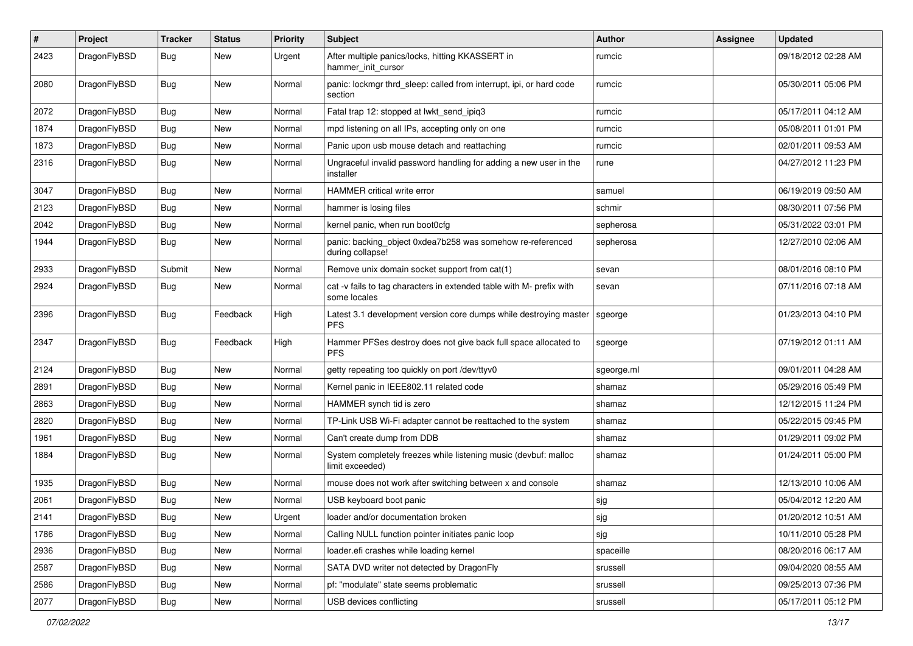| # | Project | Tracker | Status | Priority | Subject | Author | Assignee | Updated |
|---|---|---|---|---|---|---|---|---|
| 2423 | DragonFlyBSD | Bug | New | Urgent | After multiple panics/locks, hitting KKASSERT in hammer_init_cursor | rumcic | | 09/18/2012 02:28 AM |
| 2080 | DragonFlyBSD | Bug | New | Normal | panic: lockmgr thrd_sleep: called from interrupt, ipi, or hard code section | rumcic | | 05/30/2011 05:06 PM |
| 2072 | DragonFlyBSD | Bug | New | Normal | Fatal trap 12: stopped at lwkt_send_ipiq3 | rumcic | | 05/17/2011 04:12 AM |
| 1874 | DragonFlyBSD | Bug | New | Normal | mpd listening on all IPs, accepting only on one | rumcic | | 05/08/2011 01:01 PM |
| 1873 | DragonFlyBSD | Bug | New | Normal | Panic upon usb mouse detach and reattaching | rumcic | | 02/01/2011 09:53 AM |
| 2316 | DragonFlyBSD | Bug | New | Normal | Ungraceful invalid password handling for adding a new user in the installer | rune | | 04/27/2012 11:23 PM |
| 3047 | DragonFlyBSD | Bug | New | Normal | HAMMER critical write error | samuel | | 06/19/2019 09:50 AM |
| 2123 | DragonFlyBSD | Bug | New | Normal | hammer is losing files | schmir | | 08/30/2011 07:56 PM |
| 2042 | DragonFlyBSD | Bug | New | Normal | kernel panic, when run boot0cfg | sepherosa | | 05/31/2022 03:01 PM |
| 1944 | DragonFlyBSD | Bug | New | Normal | panic: backing_object 0xdea7b258 was somehow re-referenced during collapse! | sepherosa | | 12/27/2010 02:06 AM |
| 2933 | DragonFlyBSD | Submit | New | Normal | Remove unix domain socket support from cat(1) | sevan | | 08/01/2016 08:10 PM |
| 2924 | DragonFlyBSD | Bug | New | Normal | cat -v fails to tag characters in extended table with M- prefix with some locales | sevan | | 07/11/2016 07:18 AM |
| 2396 | DragonFlyBSD | Bug | Feedback | High | Latest 3.1 development version core dumps while destroying master PFS | sgeorge | | 01/23/2013 04:10 PM |
| 2347 | DragonFlyBSD | Bug | Feedback | High | Hammer PFSes destroy does not give back full space allocated to PFS | sgeorge | | 07/19/2012 01:11 AM |
| 2124 | DragonFlyBSD | Bug | New | Normal | getty repeating too quickly on port /dev/ttyv0 | sgeorge.ml | | 09/01/2011 04:28 AM |
| 2891 | DragonFlyBSD | Bug | New | Normal | Kernel panic in IEEE802.11 related code | shamaz | | 05/29/2016 05:49 PM |
| 2863 | DragonFlyBSD | Bug | New | Normal | HAMMER synch tid is zero | shamaz | | 12/12/2015 11:24 PM |
| 2820 | DragonFlyBSD | Bug | New | Normal | TP-Link USB Wi-Fi adapter cannot be reattached to the system | shamaz | | 05/22/2015 09:45 PM |
| 1961 | DragonFlyBSD | Bug | New | Normal | Can't create dump from DDB | shamaz | | 01/29/2011 09:02 PM |
| 1884 | DragonFlyBSD | Bug | New | Normal | System completely freezes while listening music (devbuf: malloc limit exceeded) | shamaz | | 01/24/2011 05:00 PM |
| 1935 | DragonFlyBSD | Bug | New | Normal | mouse does not work after switching between x and console | shamaz | | 12/13/2010 10:06 AM |
| 2061 | DragonFlyBSD | Bug | New | Normal | USB keyboard boot panic | sjg | | 05/04/2012 12:20 AM |
| 2141 | DragonFlyBSD | Bug | New | Urgent | loader and/or documentation broken | sjg | | 01/20/2012 10:51 AM |
| 1786 | DragonFlyBSD | Bug | New | Normal | Calling NULL function pointer initiates panic loop | sjg | | 10/11/2010 05:28 PM |
| 2936 | DragonFlyBSD | Bug | New | Normal | loader.efi crashes while loading kernel | spaceille | | 08/20/2016 06:17 AM |
| 2587 | DragonFlyBSD | Bug | New | Normal | SATA DVD writer not detected by DragonFly | srussell | | 09/04/2020 08:55 AM |
| 2586 | DragonFlyBSD | Bug | New | Normal | pf: "modulate" state seems problematic | srussell | | 09/25/2013 07:36 PM |
| 2077 | DragonFlyBSD | Bug | New | Normal | USB devices conflicting | srussell | | 05/17/2011 05:12 PM |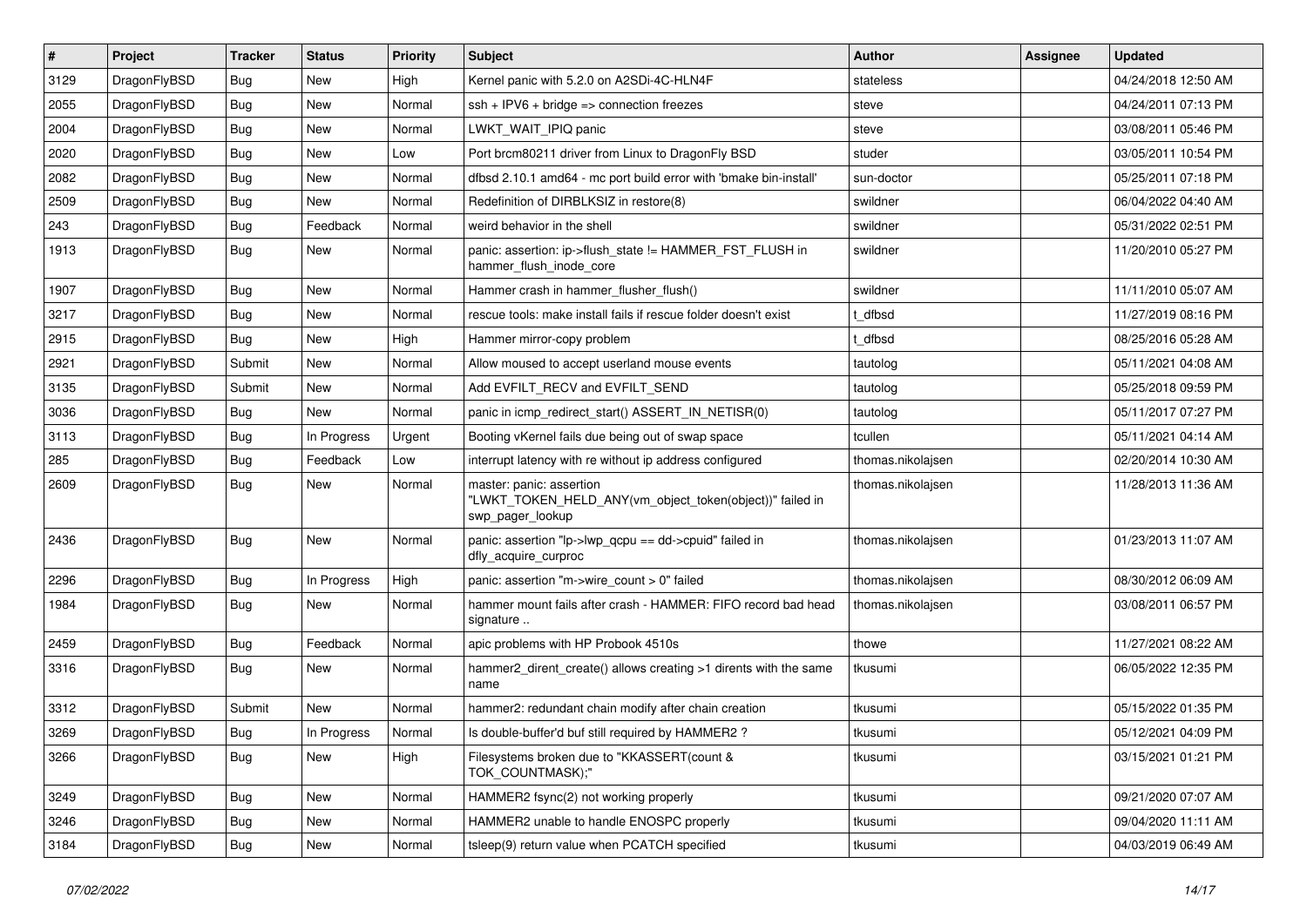| # | Project | Tracker | Status | Priority | Subject | Author | Assignee | Updated |
|---|---|---|---|---|---|---|---|---|
| 3129 | DragonFlyBSD | Bug | New | High | Kernel panic with 5.2.0 on A2SDi-4C-HLN4F | stateless | | 04/24/2018 12:50 AM |
| 2055 | DragonFlyBSD | Bug | New | Normal | ssh + IPV6 + bridge => connection freezes | steve | | 04/24/2011 07:13 PM |
| 2004 | DragonFlyBSD | Bug | New | Normal | LWKT_WAIT_IPIQ panic | steve | | 03/08/2011 05:46 PM |
| 2020 | DragonFlyBSD | Bug | New | Low | Port brcm80211 driver from Linux to DragonFly BSD | studer | | 03/05/2011 10:54 PM |
| 2082 | DragonFlyBSD | Bug | New | Normal | dfbsd 2.10.1 amd64 - mc port build error with 'bmake bin-install' | sun-doctor | | 05/25/2011 07:18 PM |
| 2509 | DragonFlyBSD | Bug | New | Normal | Redefinition of DIRBLKSIZ in restore(8) | swildner | | 06/04/2022 04:40 AM |
| 243 | DragonFlyBSD | Bug | Feedback | Normal | weird behavior in the shell | swildner | | 05/31/2022 02:51 PM |
| 1913 | DragonFlyBSD | Bug | New | Normal | panic: assertion: ip->flush_state != HAMMER_FST_FLUSH in hammer_flush_inode_core | swildner | | 11/20/2010 05:27 PM |
| 1907 | DragonFlyBSD | Bug | New | Normal | Hammer crash in hammer_flusher_flush() | swildner | | 11/11/2010 05:07 AM |
| 3217 | DragonFlyBSD | Bug | New | Normal | rescue tools: make install fails if rescue folder doesn't exist | t_dfbsd | | 11/27/2019 08:16 PM |
| 2915 | DragonFlyBSD | Bug | New | High | Hammer mirror-copy problem | t_dfbsd | | 08/25/2016 05:28 AM |
| 2921 | DragonFlyBSD | Submit | New | Normal | Allow moused to accept userland mouse events | tautolog | | 05/11/2021 04:08 AM |
| 3135 | DragonFlyBSD | Submit | New | Normal | Add EVFILT_RECV and EVFILT_SEND | tautolog | | 05/25/2018 09:59 PM |
| 3036 | DragonFlyBSD | Bug | New | Normal | panic in icmp_redirect_start() ASSERT_IN_NETISR(0) | tautolog | | 05/11/2017 07:27 PM |
| 3113 | DragonFlyBSD | Bug | In Progress | Urgent | Booting vKernel fails due being out of swap space | tcullen | | 05/11/2021 04:14 AM |
| 285 | DragonFlyBSD | Bug | Feedback | Low | interrupt latency with re without ip address configured | thomas.nikolajsen | | 02/20/2014 10:30 AM |
| 2609 | DragonFlyBSD | Bug | New | Normal | master: panic: assertion "LWKT_TOKEN_HELD_ANY(vm_object_token(object))" failed in swp_pager_lookup | thomas.nikolajsen | | 11/28/2013 11:36 AM |
| 2436 | DragonFlyBSD | Bug | New | Normal | panic: assertion "lp->lwp_qcpu == dd->cpuid" failed in dfly_acquire_curproc | thomas.nikolajsen | | 01/23/2013 11:07 AM |
| 2296 | DragonFlyBSD | Bug | In Progress | High | panic: assertion "m->wire_count > 0" failed | thomas.nikolajsen | | 08/30/2012 06:09 AM |
| 1984 | DragonFlyBSD | Bug | New | Normal | hammer mount fails after crash - HAMMER: FIFO record bad head signature .. | thomas.nikolajsen | | 03/08/2011 06:57 PM |
| 2459 | DragonFlyBSD | Bug | Feedback | Normal | apic problems with HP Probook 4510s | thowe | | 11/27/2021 08:22 AM |
| 3316 | DragonFlyBSD | Bug | New | Normal | hammer2_dirent_create() allows creating >1 dirents with the same name | tkusumi | | 06/05/2022 12:35 PM |
| 3312 | DragonFlyBSD | Submit | New | Normal | hammer2: redundant chain modify after chain creation | tkusumi | | 05/15/2022 01:35 PM |
| 3269 | DragonFlyBSD | Bug | In Progress | Normal | Is double-buffer'd buf still required by HAMMER2 ? | tkusumi | | 05/12/2021 04:09 PM |
| 3266 | DragonFlyBSD | Bug | New | High | Filesystems broken due to "KKASSERT(count & TOK_COUNTMASK);" | tkusumi | | 03/15/2021 01:21 PM |
| 3249 | DragonFlyBSD | Bug | New | Normal | HAMMER2 fsync(2) not working properly | tkusumi | | 09/21/2020 07:07 AM |
| 3246 | DragonFlyBSD | Bug | New | Normal | HAMMER2 unable to handle ENOSPC properly | tkusumi | | 09/04/2020 11:11 AM |
| 3184 | DragonFlyBSD | Bug | New | Normal | tsleep(9) return value when PCATCH specified | tkusumi | | 04/03/2019 06:49 AM |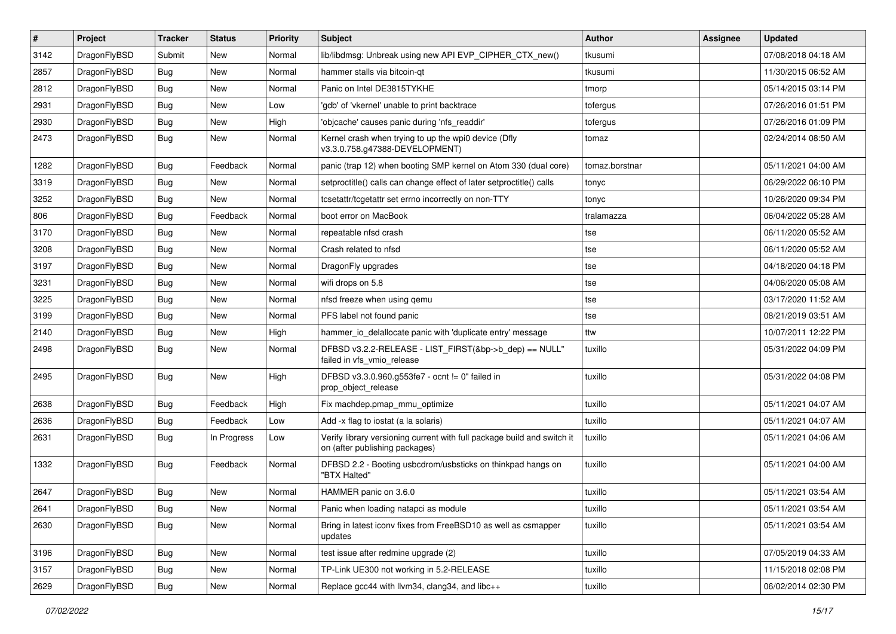| # | Project | Tracker | Status | Priority | Subject | Author | Assignee | Updated |
|---|---|---|---|---|---|---|---|---|
| 3142 | DragonFlyBSD | Submit | New | Normal | lib/libdmsg: Unbreak using new API EVP_CIPHER_CTX_new() | tkusumi | | 07/08/2018 04:18 AM |
| 2857 | DragonFlyBSD | Bug | New | Normal | hammer stalls via bitcoin-qt | tkusumi | | 11/30/2015 06:52 AM |
| 2812 | DragonFlyBSD | Bug | New | Normal | Panic on Intel DE3815TYKHE | tmorp | | 05/14/2015 03:14 PM |
| 2931 | DragonFlyBSD | Bug | New | Low | 'gdb' of 'vkernel' unable to print backtrace | tofergus | | 07/26/2016 01:51 PM |
| 2930 | DragonFlyBSD | Bug | New | High | 'objcache' causes panic during 'nfs_readdir' | tofergus | | 07/26/2016 01:09 PM |
| 2473 | DragonFlyBSD | Bug | New | Normal | Kernel crash when trying to up the wpi0 device (Dfly v3.3.0.758.g47388-DEVELOPMENT) | tomaz | | 02/24/2014 08:50 AM |
| 1282 | DragonFlyBSD | Bug | Feedback | Normal | panic (trap 12) when booting SMP kernel on Atom 330 (dual core) | tomaz.borstnar | | 05/11/2021 04:00 AM |
| 3319 | DragonFlyBSD | Bug | New | Normal | setproctitle() calls can change effect of later setproctitle() calls | tonyc | | 06/29/2022 06:10 PM |
| 3252 | DragonFlyBSD | Bug | New | Normal | tcsetattr/tcgetattr set errno incorrectly on non-TTY | tonyc | | 10/26/2020 09:34 PM |
| 806 | DragonFlyBSD | Bug | Feedback | Normal | boot error on MacBook | tralamazza | | 06/04/2022 05:28 AM |
| 3170 | DragonFlyBSD | Bug | New | Normal | repeatable nfsd crash | tse | | 06/11/2020 05:52 AM |
| 3208 | DragonFlyBSD | Bug | New | Normal | Crash related to nfsd | tse | | 06/11/2020 05:52 AM |
| 3197 | DragonFlyBSD | Bug | New | Normal | DragonFly upgrades | tse | | 04/18/2020 04:18 PM |
| 3231 | DragonFlyBSD | Bug | New | Normal | wifi drops on 5.8 | tse | | 04/06/2020 05:08 AM |
| 3225 | DragonFlyBSD | Bug | New | Normal | nfsd freeze when using qemu | tse | | 03/17/2020 11:52 AM |
| 3199 | DragonFlyBSD | Bug | New | Normal | PFS label not found panic | tse | | 08/21/2019 03:51 AM |
| 2140 | DragonFlyBSD | Bug | New | High | hammer_io_delallocate panic with 'duplicate entry' message | ttw | | 10/07/2011 12:22 PM |
| 2498 | DragonFlyBSD | Bug | New | Normal | DFBSD v3.2.2-RELEASE - LIST_FIRST(&bp->b_dep) == NULL" failed in vfs_vmio_release | tuxillo | | 05/31/2022 04:09 PM |
| 2495 | DragonFlyBSD | Bug | New | High | DFBSD v3.3.0.960.g553fe7 - ocnt != 0" failed in prop_object_release | tuxillo | | 05/31/2022 04:08 PM |
| 2638 | DragonFlyBSD | Bug | Feedback | High | Fix machdep.pmap_mmu_optimize | tuxillo | | 05/11/2021 04:07 AM |
| 2636 | DragonFlyBSD | Bug | Feedback | Low | Add -x flag to iostat (a la solaris) | tuxillo | | 05/11/2021 04:07 AM |
| 2631 | DragonFlyBSD | Bug | In Progress | Low | Verify library versioning current with full package build and switch it on (after publishing packages) | tuxillo | | 05/11/2021 04:06 AM |
| 1332 | DragonFlyBSD | Bug | Feedback | Normal | DFBSD 2.2 - Booting usbcdrom/usbsticks on thinkpad hangs on "BTX Halted" | tuxillo | | 05/11/2021 04:00 AM |
| 2647 | DragonFlyBSD | Bug | New | Normal | HAMMER panic on 3.6.0 | tuxillo | | 05/11/2021 03:54 AM |
| 2641 | DragonFlyBSD | Bug | New | Normal | Panic when loading natapci as module | tuxillo | | 05/11/2021 03:54 AM |
| 2630 | DragonFlyBSD | Bug | New | Normal | Bring in latest iconv fixes from FreeBSD10 as well as csmapper updates | tuxillo | | 05/11/2021 03:54 AM |
| 3196 | DragonFlyBSD | Bug | New | Normal | test issue after redmine upgrade (2) | tuxillo | | 07/05/2019 04:33 AM |
| 3157 | DragonFlyBSD | Bug | New | Normal | TP-Link UE300 not working in 5.2-RELEASE | tuxillo | | 11/15/2018 02:08 PM |
| 2629 | DragonFlyBSD | Bug | New | Normal | Replace gcc44 with llvm34, clang34, and libc++ | tuxillo | | 06/02/2014 02:30 PM |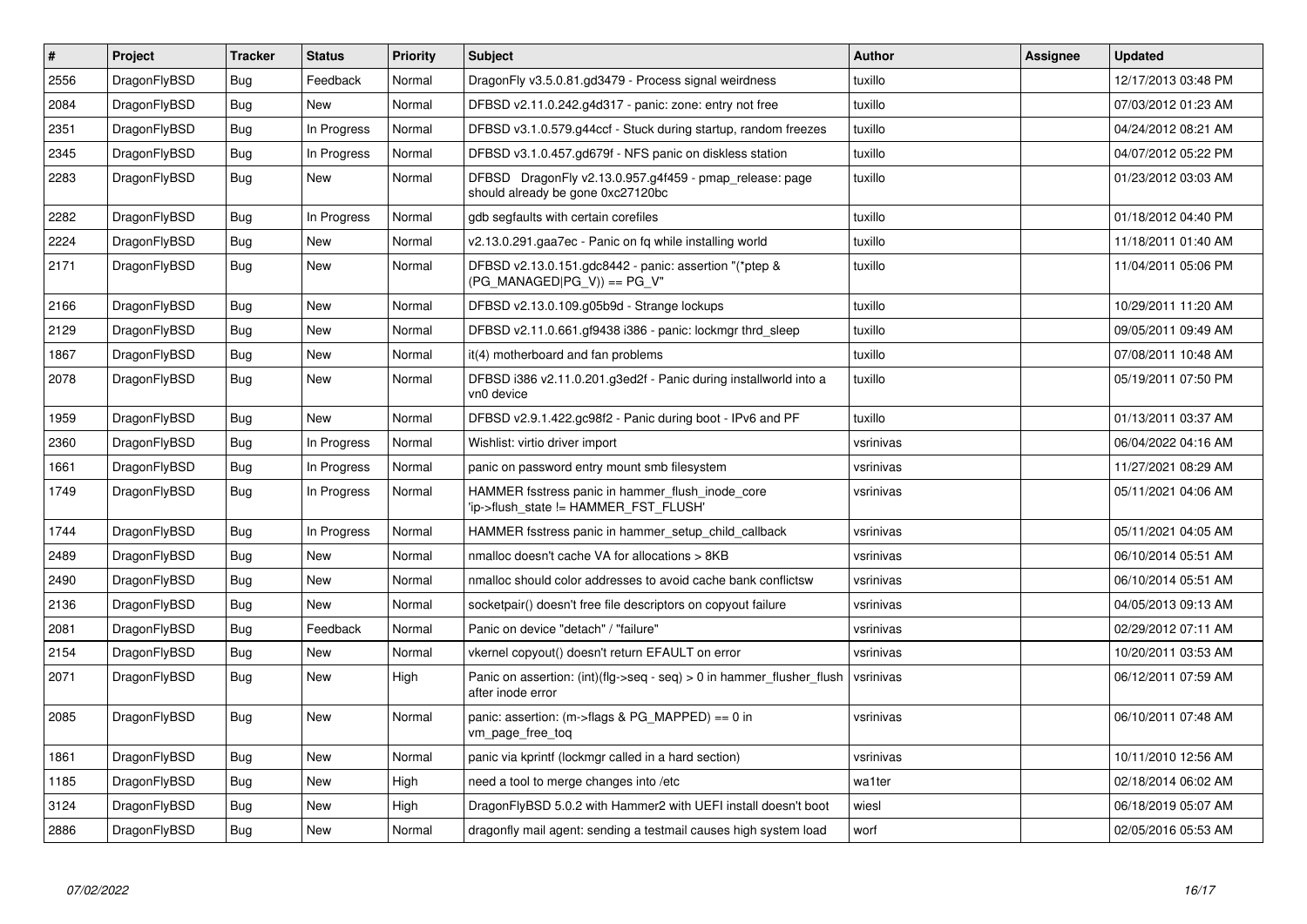| # | Project | Tracker | Status | Priority | Subject | Author | Assignee | Updated |
|---|---|---|---|---|---|---|---|---|
| 2556 | DragonFlyBSD | Bug | Feedback | Normal | DragonFly v3.5.0.81.gd3479 - Process signal weirdness | tuxillo | | 12/17/2013 03:48 PM |
| 2084 | DragonFlyBSD | Bug | New | Normal | DFBSD v2.11.0.242.g4d317 - panic: zone: entry not free | tuxillo | | 07/03/2012 01:23 AM |
| 2351 | DragonFlyBSD | Bug | In Progress | Normal | DFBSD v3.1.0.579.g44ccf - Stuck during startup, random freezes | tuxillo | | 04/24/2012 08:21 AM |
| 2345 | DragonFlyBSD | Bug | In Progress | Normal | DFBSD v3.1.0.457.gd679f - NFS panic on diskless station | tuxillo | | 04/07/2012 05:22 PM |
| 2283 | DragonFlyBSD | Bug | New | Normal | DFBSD DragonFly v2.13.0.957.g4f459 - pmap_release: page should already be gone 0xc27120bc | tuxillo | | 01/23/2012 03:03 AM |
| 2282 | DragonFlyBSD | Bug | In Progress | Normal | gdb segfaults with certain corefiles | tuxillo | | 01/18/2012 04:40 PM |
| 2224 | DragonFlyBSD | Bug | New | Normal | v2.13.0.291.gaa7ec - Panic on fq while installing world | tuxillo | | 11/18/2011 01:40 AM |
| 2171 | DragonFlyBSD | Bug | New | Normal | DFBSD v2.13.0.151.gdc8442 - panic: assertion "(*ptep & (PG_MANAGED\|PG_V)) == PG_V" | tuxillo | | 11/04/2011 05:06 PM |
| 2166 | DragonFlyBSD | Bug | New | Normal | DFBSD v2.13.0.109.g05b9d - Strange lockups | tuxillo | | 10/29/2011 11:20 AM |
| 2129 | DragonFlyBSD | Bug | New | Normal | DFBSD v2.11.0.661.gf9438 i386 - panic: lockmgr thrd_sleep | tuxillo | | 09/05/2011 09:49 AM |
| 1867 | DragonFlyBSD | Bug | New | Normal | it(4) motherboard and fan problems | tuxillo | | 07/08/2011 10:48 AM |
| 2078 | DragonFlyBSD | Bug | New | Normal | DFBSD i386 v2.11.0.201.g3ed2f - Panic during installworld into a vn0 device | tuxillo | | 05/19/2011 07:50 PM |
| 1959 | DragonFlyBSD | Bug | New | Normal | DFBSD v2.9.1.422.gc98f2 - Panic during boot - IPv6 and PF | tuxillo | | 01/13/2011 03:37 AM |
| 2360 | DragonFlyBSD | Bug | In Progress | Normal | Wishlist: virtio driver import | vsrinivas | | 06/04/2022 04:16 AM |
| 1661 | DragonFlyBSD | Bug | In Progress | Normal | panic on password entry mount smb filesystem | vsrinivas | | 11/27/2021 08:29 AM |
| 1749 | DragonFlyBSD | Bug | In Progress | Normal | HAMMER fsstress panic in hammer_flush_inode_core 'ip->flush_state != HAMMER_FST_FLUSH' | vsrinivas | | 05/11/2021 04:06 AM |
| 1744 | DragonFlyBSD | Bug | In Progress | Normal | HAMMER fsstress panic in hammer_setup_child_callback | vsrinivas | | 05/11/2021 04:05 AM |
| 2489 | DragonFlyBSD | Bug | New | Normal | nmalloc doesn't cache VA for allocations > 8KB | vsrinivas | | 06/10/2014 05:51 AM |
| 2490 | DragonFlyBSD | Bug | New | Normal | nmalloc should color addresses to avoid cache bank conflictsw | vsrinivas | | 06/10/2014 05:51 AM |
| 2136 | DragonFlyBSD | Bug | New | Normal | socketpair() doesn't free file descriptors on copyout failure | vsrinivas | | 04/05/2013 09:13 AM |
| 2081 | DragonFlyBSD | Bug | Feedback | Normal | Panic on device "detach" / "failure" | vsrinivas | | 02/29/2012 07:11 AM |
| 2154 | DragonFlyBSD | Bug | New | Normal | vkernel copyout() doesn't return EFAULT on error | vsrinivas | | 10/20/2011 03:53 AM |
| 2071 | DragonFlyBSD | Bug | New | High | Panic on assertion: (int)(flg->seq - seq) > 0 in hammer_flusher_flush after inode error | vsrinivas | | 06/12/2011 07:59 AM |
| 2085 | DragonFlyBSD | Bug | New | Normal | panic: assertion: (m->flags & PG_MAPPED) == 0 in vm_page_free_toq | vsrinivas | | 06/10/2011 07:48 AM |
| 1861 | DragonFlyBSD | Bug | New | Normal | panic via kprintf (lockmgr called in a hard section) | vsrinivas | | 10/11/2010 12:56 AM |
| 1185 | DragonFlyBSD | Bug | New | High | need a tool to merge changes into /etc | wa1ter | | 02/18/2014 06:02 AM |
| 3124 | DragonFlyBSD | Bug | New | High | DragonFlyBSD 5.0.2 with Hammer2 with UEFI install doesn't boot | wiesl | | 06/18/2019 05:07 AM |
| 2886 | DragonFlyBSD | Bug | New | Normal | dragonfly mail agent: sending a testmail causes high system load | worf | | 02/05/2016 05:53 AM |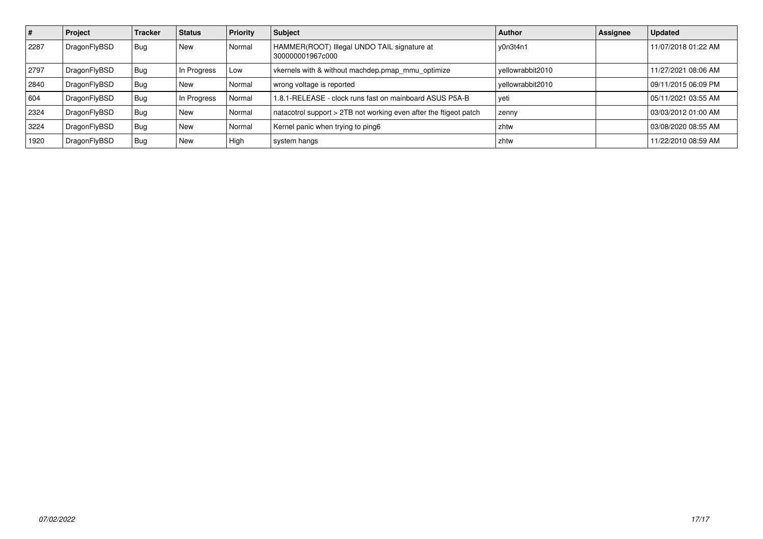| # | Project | Tracker | Status | Priority | Subject | Author | Assignee | Updated |
|---|---|---|---|---|---|---|---|---|
| 2287 | DragonFlyBSD | Bug | New | Normal | HAMMER(ROOT) Illegal UNDO TAIL signature at 300000001967c000 | y0n3t4n1 | | 11/07/2018 01:22 AM |
| 2797 | DragonFlyBSD | Bug | In Progress | Low | vkernels with & without machdep.pmap_mmu_optimize | yellowrabbit2010 | | 11/27/2021 08:06 AM |
| 2840 | DragonFlyBSD | Bug | New | Normal | wrong voltage is reported | yellowrabbit2010 | | 09/11/2015 06:09 PM |
| 604 | DragonFlyBSD | Bug | In Progress | Normal | 1.8.1-RELEASE - clock runs fast on mainboard ASUS P5A-B | yeti | | 05/11/2021 03:55 AM |
| 2324 | DragonFlyBSD | Bug | New | Normal | natacotrol support > 2TB not working even after the ftigeot patch | zenny | | 03/03/2012 01:00 AM |
| 3224 | DragonFlyBSD | Bug | New | Normal | Kernel panic when trying to ping6 | zhtw | | 03/08/2020 08:55 AM |
| 1920 | DragonFlyBSD | Bug | New | High | system hangs | zhtw | | 11/22/2010 08:59 AM |

*07/02/2022*